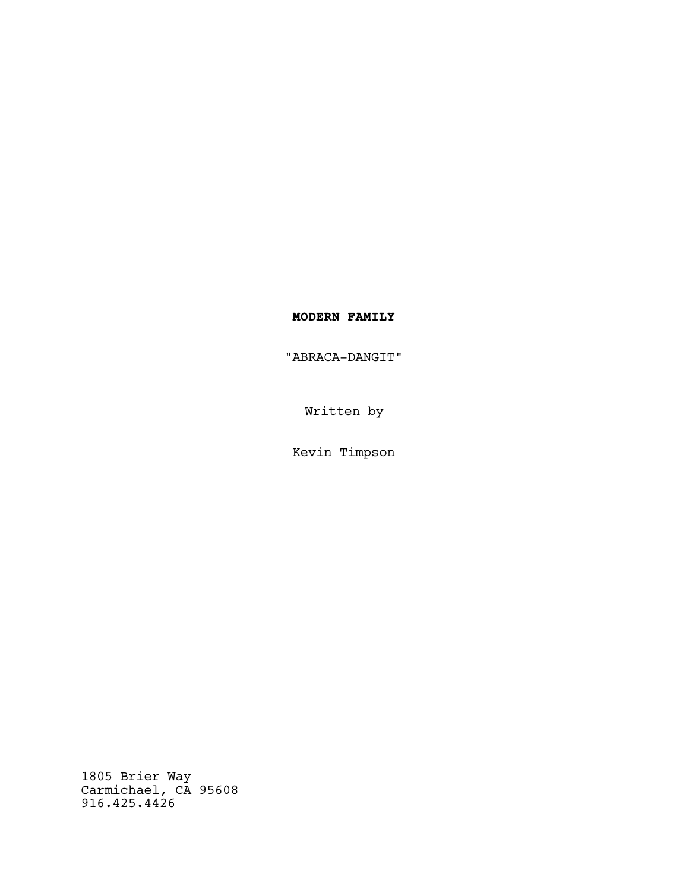**MODERN FAMILY**

"ABRACA-DANGIT"

Written by

Kevin Timpson

1805 Brier Way
Carmichael, CA 95608
916.425.4426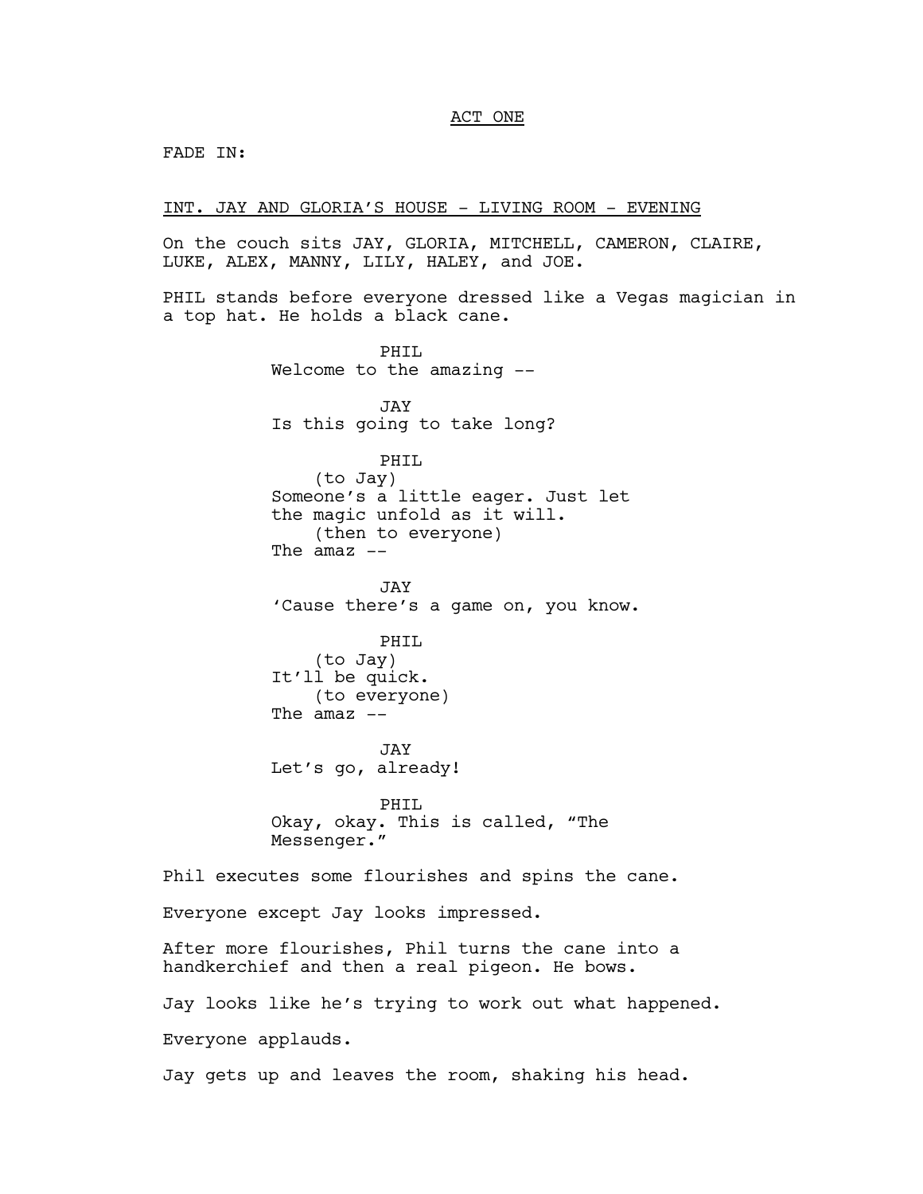ACT ONE

FADE IN:

INT. JAY AND GLORIA'S HOUSE - LIVING ROOM - EVENING

On the couch sits JAY, GLORIA, MITCHELL, CAMERON, CLAIRE, LUKE, ALEX, MANNY, LILY, HALEY, and JOE.

PHIL stands before everyone dressed like a Vegas magician in a top hat. He holds a black cane.

PHIL
Welcome to the amazing --

JAY
Is this going to take long?

PHIL
(to Jay)
Someone's a little eager. Just let the magic unfold as it will.
(then to everyone)
The amaz --

JAY
'Cause there's a game on, you know.

PHIL
(to Jay)
It'll be quick.
(to everyone)
The amaz --

JAY
Let's go, already!

PHIL
Okay, okay. This is called, "The Messenger."

Phil executes some flourishes and spins the cane.

Everyone except Jay looks impressed.

After more flourishes, Phil turns the cane into a handkerchief and then a real pigeon. He bows.

Jay looks like he's trying to work out what happened.

Everyone applauds.

Jay gets up and leaves the room, shaking his head.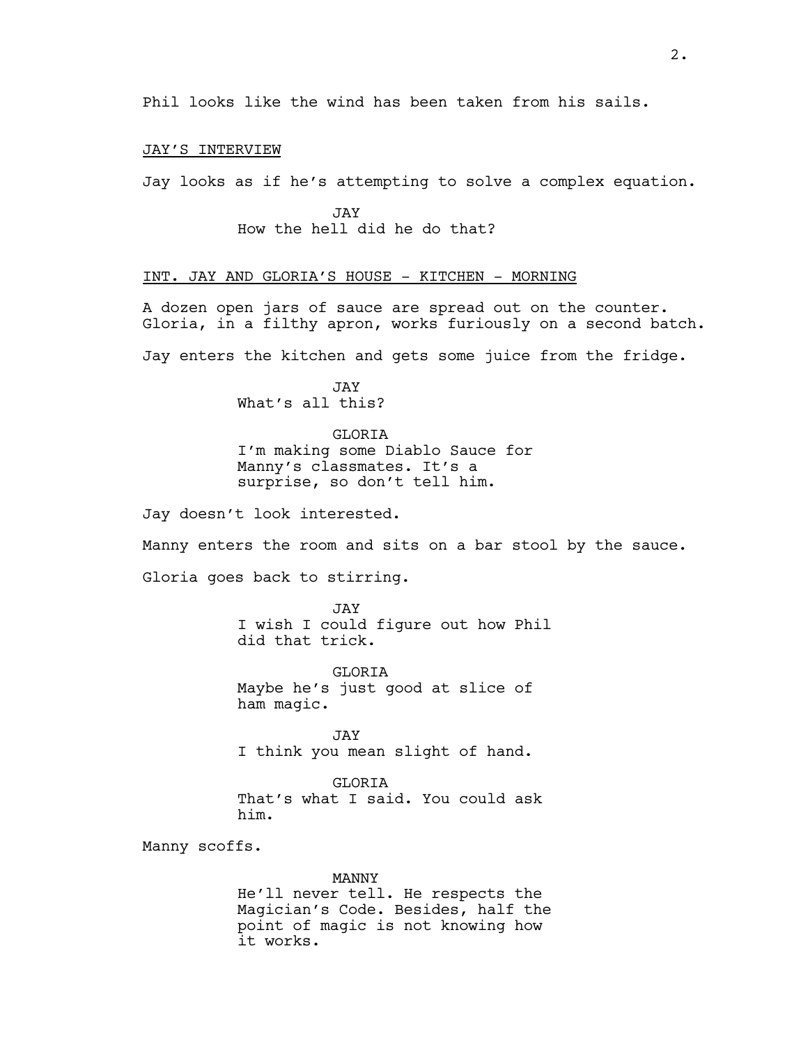Phil looks like the wind has been taken from his sails.

JAY'S INTERVIEW

Jay looks as if he's attempting to solve a complex equation.

JAY
How the hell did he do that?

INT. JAY AND GLORIA'S HOUSE - KITCHEN - MORNING

A dozen open jars of sauce are spread out on the counter. Gloria, in a filthy apron, works furiously on a second batch.

Jay enters the kitchen and gets some juice from the fridge.

JAY
What's all this?

GLORIA
I'm making some Diablo Sauce for Manny's classmates. It's a surprise, so don't tell him.

Jay doesn't look interested.

Manny enters the room and sits on a bar stool by the sauce.

Gloria goes back to stirring.

JAY
I wish I could figure out how Phil did that trick.

GLORIA
Maybe he's just good at slice of ham magic.

JAY
I think you mean slight of hand.

GLORIA
That's what I said. You could ask him.

Manny scoffs.

MANNY
He'll never tell. He respects the Magician's Code. Besides, half the point of magic is not knowing how it works.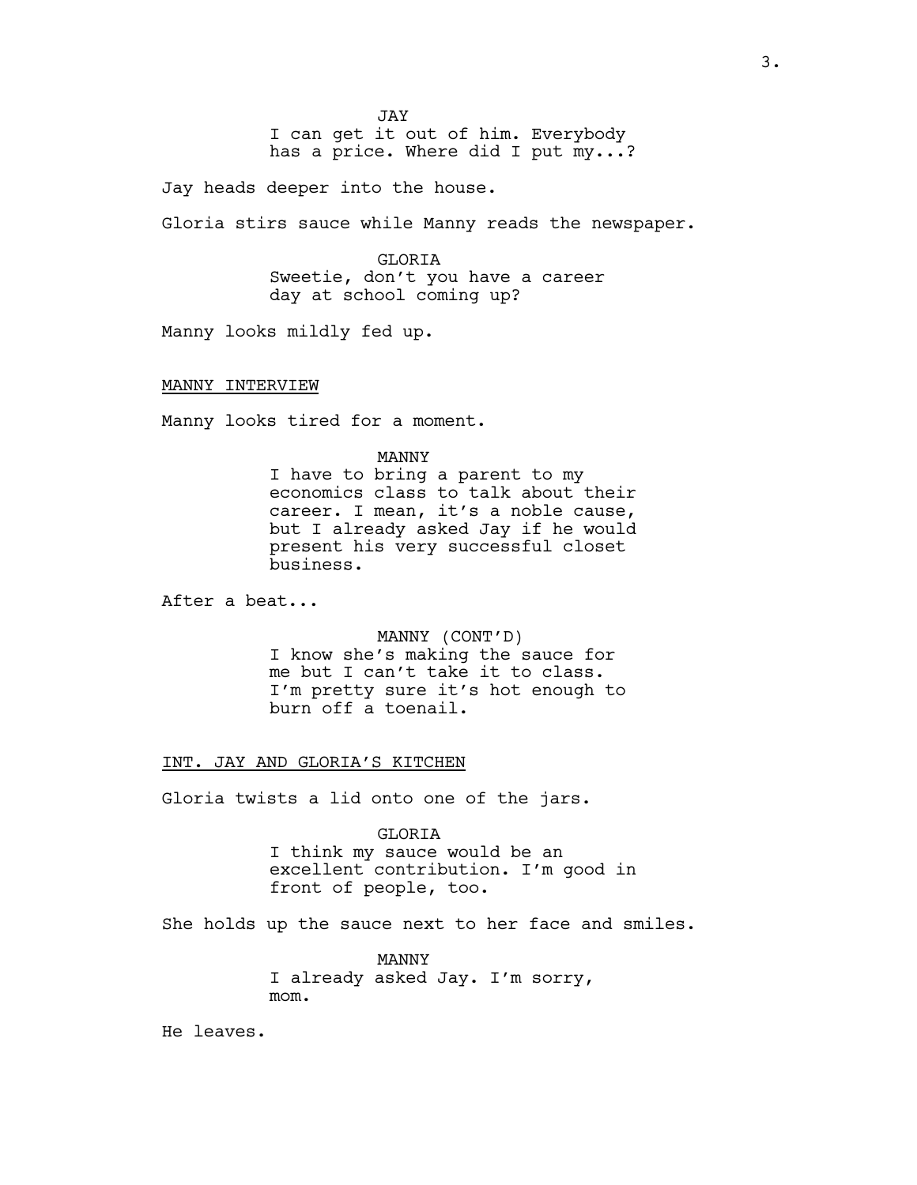JAY
I can get it out of him. Everybody has a price. Where did I put my...?

Jay heads deeper into the house.

Gloria stirs sauce while Manny reads the newspaper.

GLORIA
Sweetie, don't you have a career day at school coming up?

Manny looks mildly fed up.

MANNY INTERVIEW

Manny looks tired for a moment.

MANNY
I have to bring a parent to my economics class to talk about their career. I mean, it's a noble cause, but I already asked Jay if he would present his very successful closet business.

After a beat...

MANNY (CONT'D)
I know she's making the sauce for me but I can't take it to class. I'm pretty sure it's hot enough to burn off a toenail.

INT. JAY AND GLORIA'S KITCHEN

Gloria twists a lid onto one of the jars.

GLORIA
I think my sauce would be an excellent contribution. I'm good in front of people, too.

She holds up the sauce next to her face and smiles.

MANNY
I already asked Jay. I'm sorry, mom.

He leaves.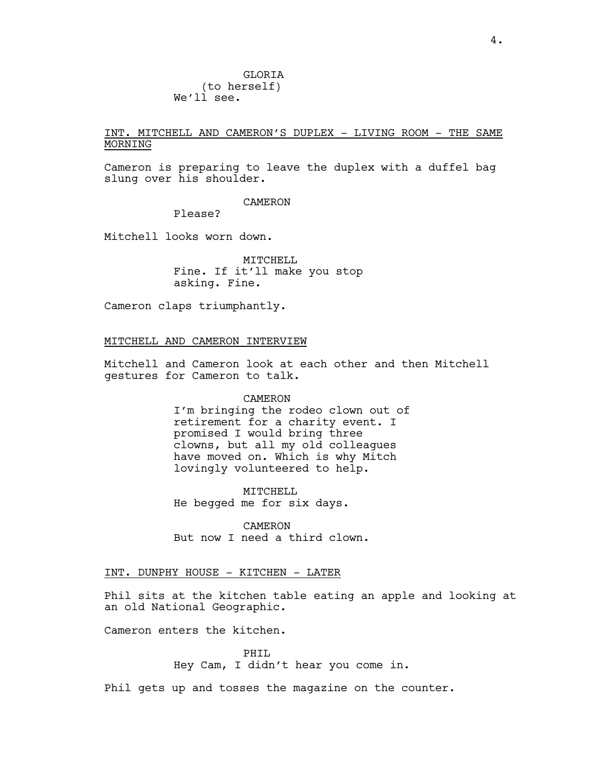GLORIA
(to herself)
We'll see.

INT. MITCHELL AND CAMERON'S DUPLEX - LIVING ROOM - THE SAME MORNING

Cameron is preparing to leave the duplex with a duffel bag slung over his shoulder.

CAMERON
Please?

Mitchell looks worn down.

MITCHELL
Fine. If it'll make you stop asking. Fine.

Cameron claps triumphantly.

MITCHELL AND CAMERON INTERVIEW

Mitchell and Cameron look at each other and then Mitchell gestures for Cameron to talk.

CAMERON
I'm bringing the rodeo clown out of retirement for a charity event. I promised I would bring three clowns, but all my old colleagues have moved on. Which is why Mitch lovingly volunteered to help.

MITCHELL
He begged me for six days.

CAMERON
But now I need a third clown.

INT. DUNPHY HOUSE - KITCHEN - LATER

Phil sits at the kitchen table eating an apple and looking at an old National Geographic.

Cameron enters the kitchen.

PHIL
Hey Cam, I didn't hear you come in.

Phil gets up and tosses the magazine on the counter.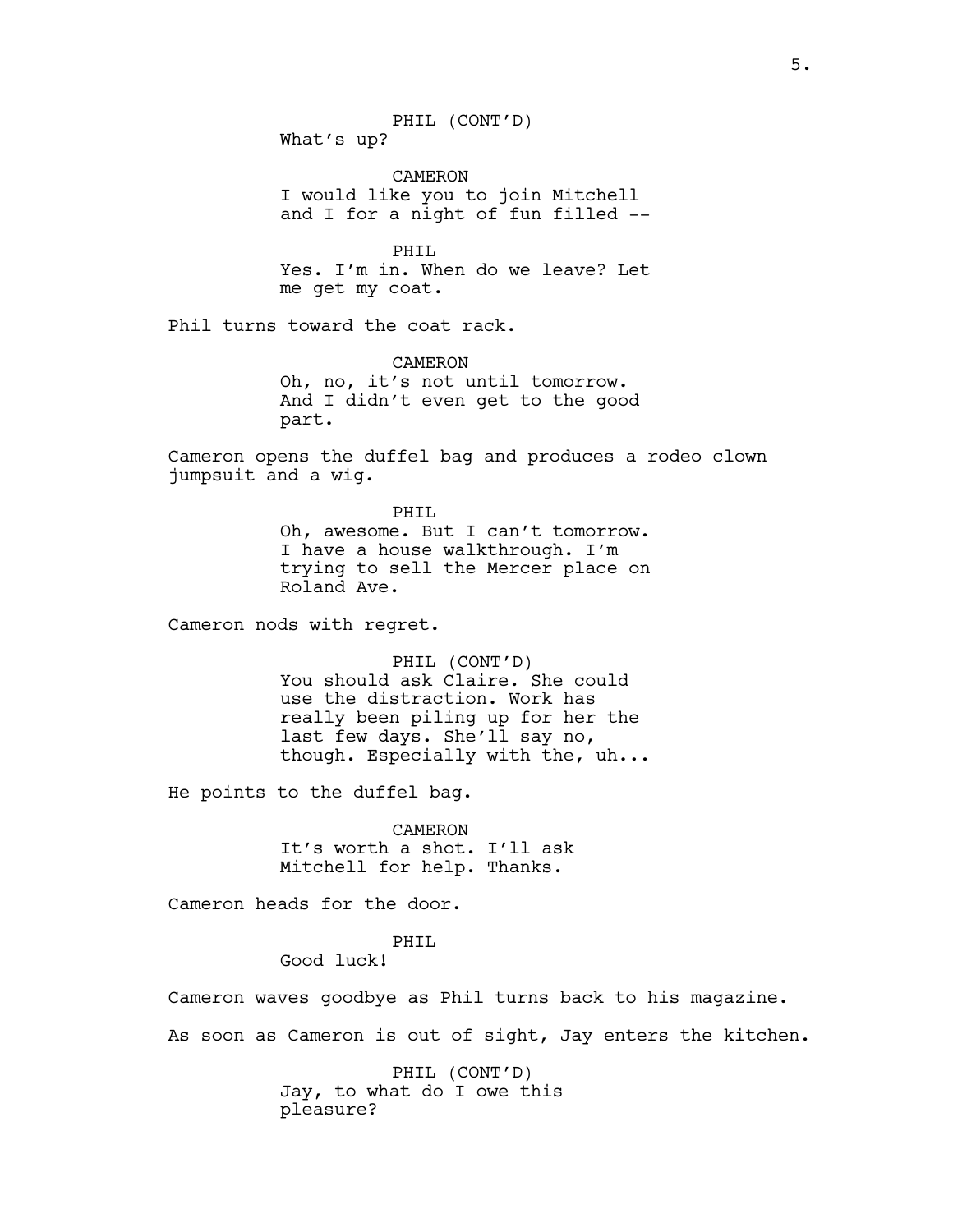PHIL (CONT'D)
What's up?

CAMERON
I would like you to join Mitchell and I for a night of fun filled --

PHIL
Yes. I'm in. When do we leave? Let me get my coat.

Phil turns toward the coat rack.

CAMERON
Oh, no, it's not until tomorrow. And I didn't even get to the good part.

Cameron opens the duffel bag and produces a rodeo clown jumpsuit and a wig.

PHIL
Oh, awesome. But I can't tomorrow. I have a house walkthrough. I'm trying to sell the Mercer place on Roland Ave.

Cameron nods with regret.

PHIL (CONT'D)
You should ask Claire. She could use the distraction. Work has really been piling up for her the last few days. She'll say no, though. Especially with the, uh...

He points to the duffel bag.

CAMERON
It's worth a shot. I'll ask Mitchell for help. Thanks.

Cameron heads for the door.

PHIL
Good luck!

Cameron waves goodbye as Phil turns back to his magazine.

As soon as Cameron is out of sight, Jay enters the kitchen.

PHIL (CONT'D)
Jay, to what do I owe this pleasure?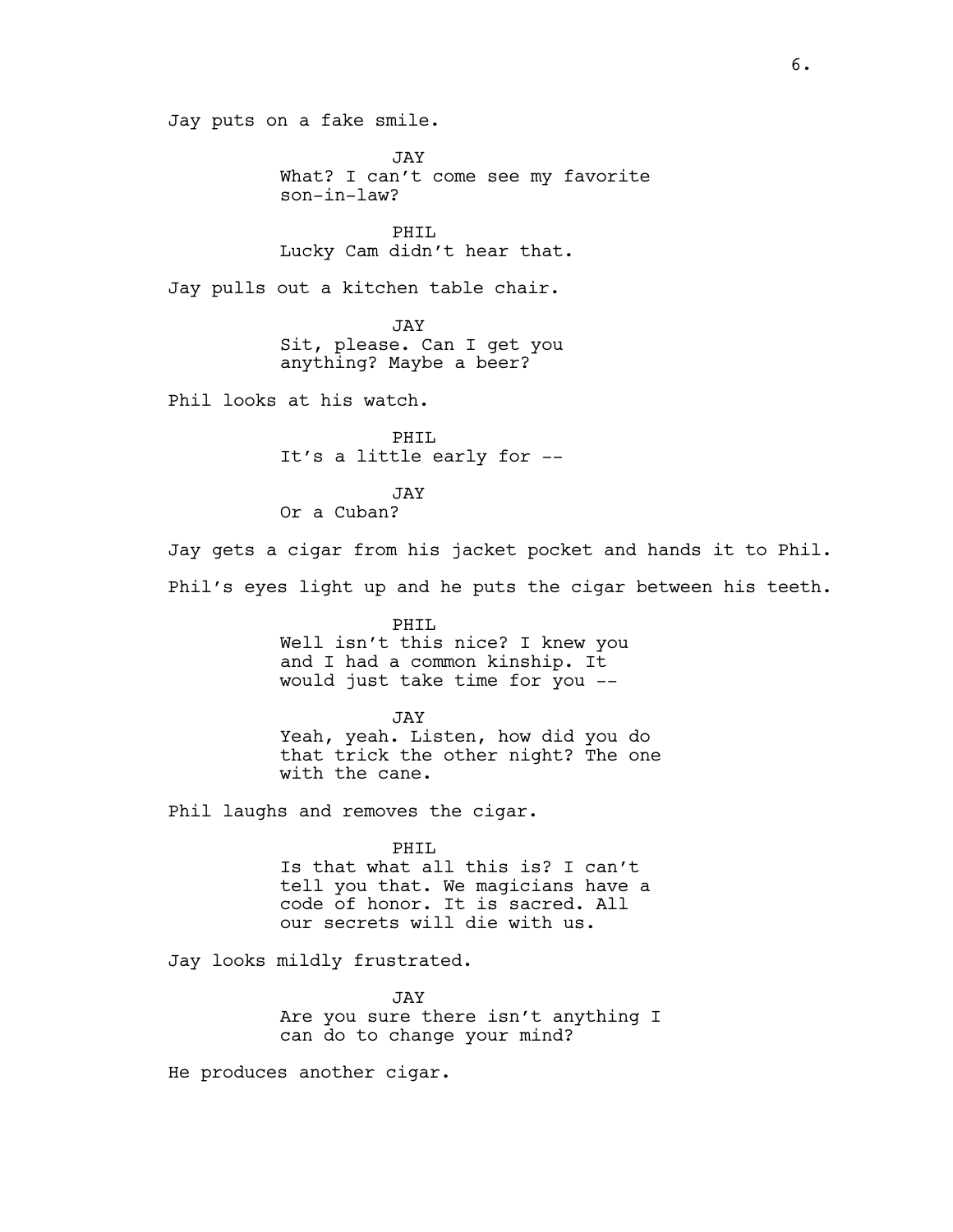Jay puts on a fake smile.

JAY
What? I can't come see my favorite son-in-law?

PHIL
Lucky Cam didn't hear that.

Jay pulls out a kitchen table chair.

JAY
Sit, please. Can I get you anything? Maybe a beer?

Phil looks at his watch.

PHIL
It's a little early for --

JAY
Or a Cuban?

Jay gets a cigar from his jacket pocket and hands it to Phil.

Phil's eyes light up and he puts the cigar between his teeth.

PHIL
Well isn't this nice? I knew you and I had a common kinship. It would just take time for you --

JAY
Yeah, yeah. Listen, how did you do that trick the other night? The one with the cane.

Phil laughs and removes the cigar.

PHIL
Is that what all this is? I can't tell you that. We magicians have a code of honor. It is sacred. All our secrets will die with us.

Jay looks mildly frustrated.

JAY
Are you sure there isn't anything I can do to change your mind?

He produces another cigar.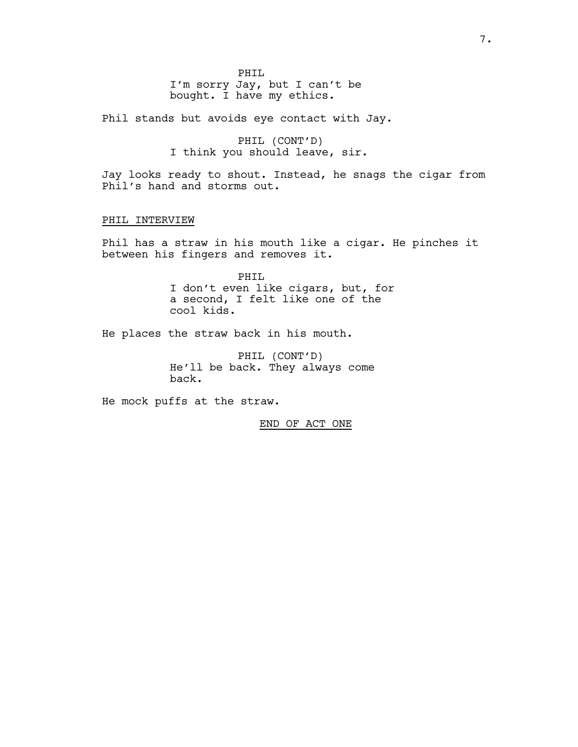PHIL
I'm sorry Jay, but I can't be bought. I have my ethics.

Phil stands but avoids eye contact with Jay.

PHIL (CONT'D)
I think you should leave, sir.

Jay looks ready to shout. Instead, he snags the cigar from Phil's hand and storms out.

PHIL INTERVIEW

Phil has a straw in his mouth like a cigar. He pinches it between his fingers and removes it.

PHIL
I don't even like cigars, but, for a second, I felt like one of the cool kids.

He places the straw back in his mouth.

PHIL (CONT'D)
He'll be back. They always come back.

He mock puffs at the straw.

END OF ACT ONE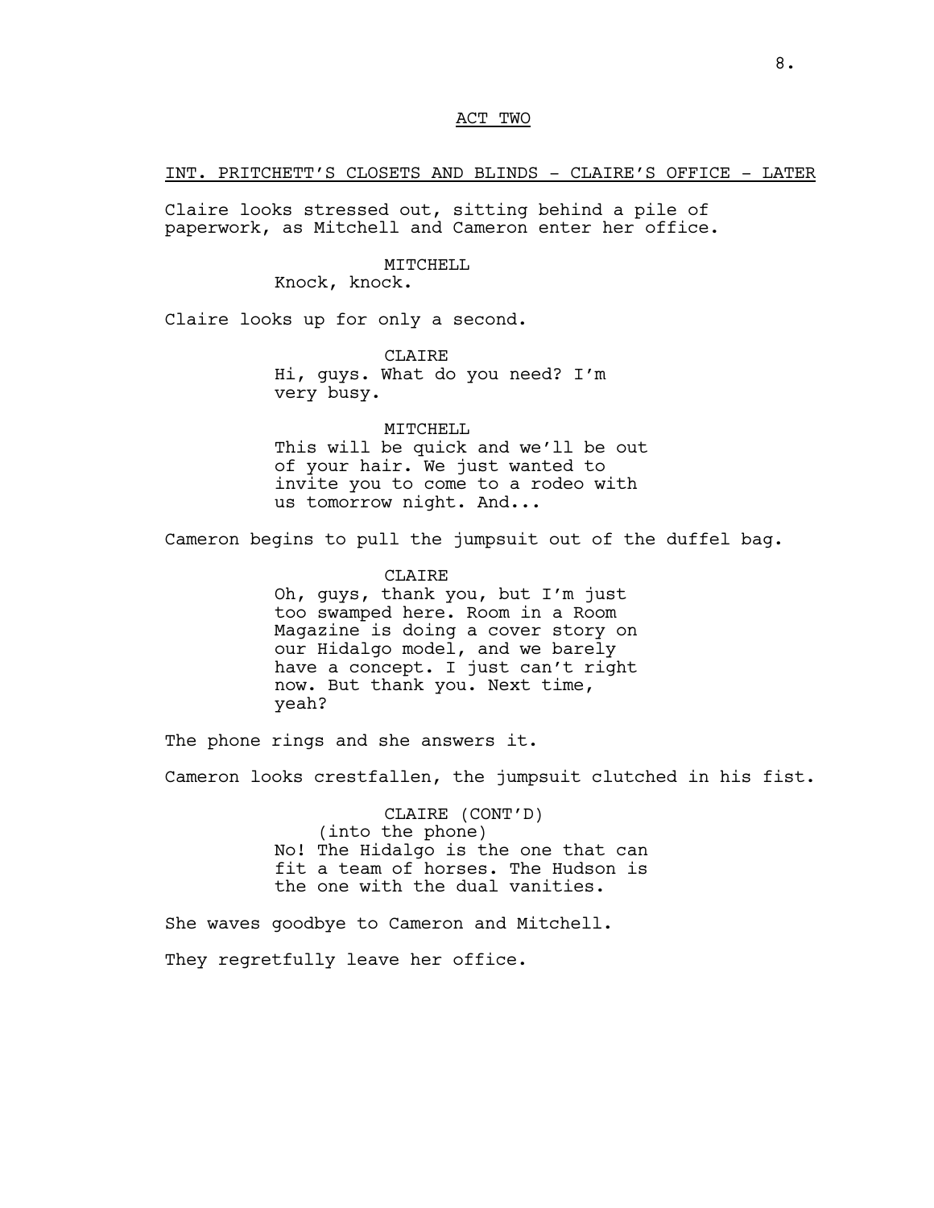ACT TWO

INT. PRITCHETT'S CLOSETS AND BLINDS - CLAIRE'S OFFICE - LATER

Claire looks stressed out, sitting behind a pile of paperwork, as Mitchell and Cameron enter her office.

MITCHELL
Knock, knock.

Claire looks up for only a second.

CLAIRE
Hi, guys. What do you need? I'm very busy.

MITCHELL
This will be quick and we'll be out of your hair. We just wanted to invite you to come to a rodeo with us tomorrow night. And...

Cameron begins to pull the jumpsuit out of the duffel bag.

CLAIRE
Oh, guys, thank you, but I'm just too swamped here. Room in a Room Magazine is doing a cover story on our Hidalgo model, and we barely have a concept. I just can't right now. But thank you. Next time, yeah?

The phone rings and she answers it.

Cameron looks crestfallen, the jumpsuit clutched in his fist.

CLAIRE (CONT'D)
(into the phone)
No! The Hidalgo is the one that can fit a team of horses. The Hudson is the one with the dual vanities.

She waves goodbye to Cameron and Mitchell.

They regretfully leave her office.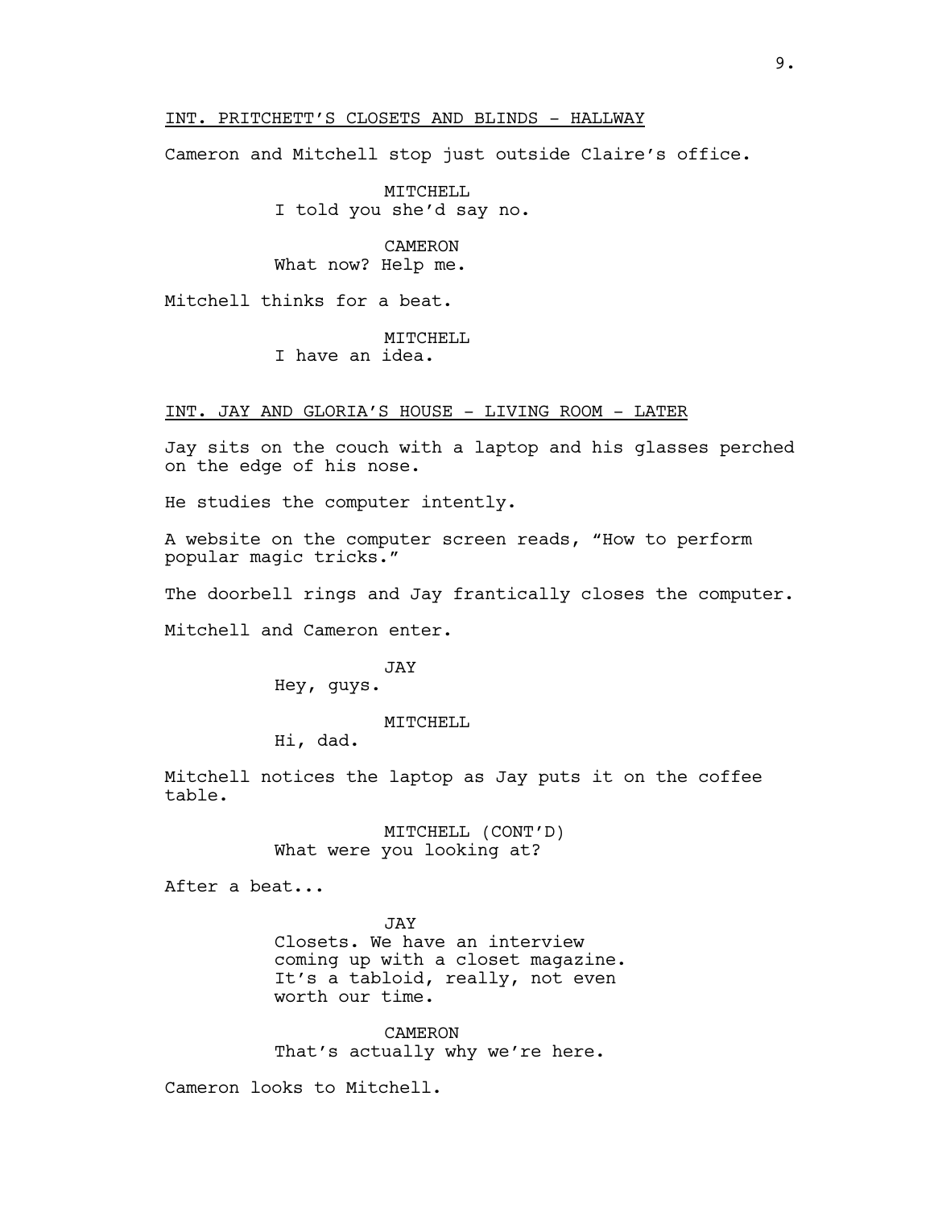INT. PRITCHETT'S CLOSETS AND BLINDS - HALLWAY

Cameron and Mitchell stop just outside Claire's office.

MITCHELL
I told you she'd say no.

CAMERON
What now? Help me.

Mitchell thinks for a beat.

MITCHELL
I have an idea.

INT. JAY AND GLORIA'S HOUSE - LIVING ROOM - LATER

Jay sits on the couch with a laptop and his glasses perched on the edge of his nose.

He studies the computer intently.

A website on the computer screen reads, "How to perform popular magic tricks."

The doorbell rings and Jay frantically closes the computer.

Mitchell and Cameron enter.

JAY
Hey, guys.

MITCHELL
Hi, dad.

Mitchell notices the laptop as Jay puts it on the coffee table.

MITCHELL (CONT'D)
What were you looking at?

After a beat...

JAY
Closets. We have an interview coming up with a closet magazine. It's a tabloid, really, not even worth our time.

CAMERON
That's actually why we're here.

Cameron looks to Mitchell.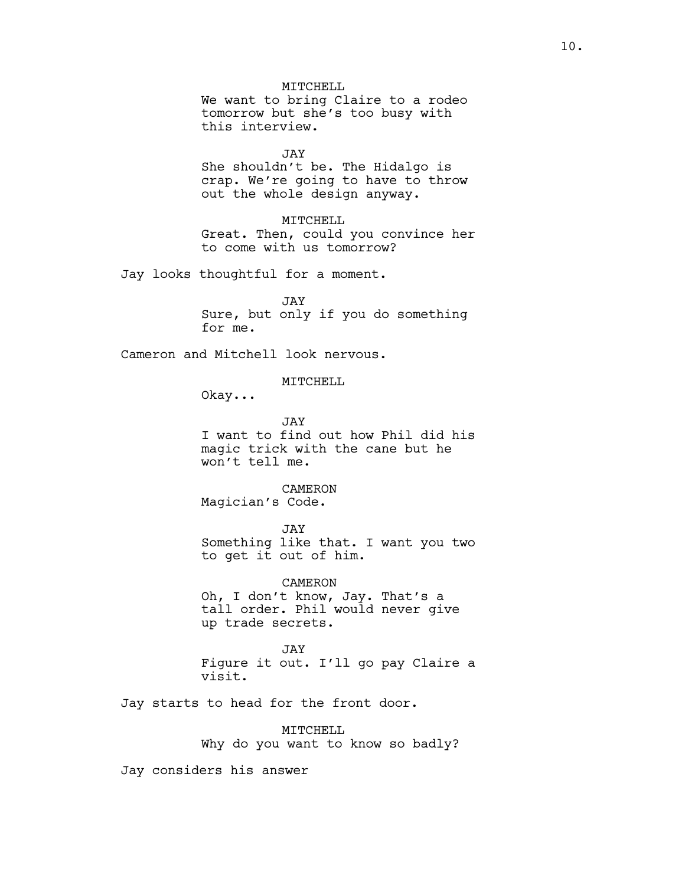MITCHELL

We want to bring Claire to a rodeo tomorrow but she's too busy with this interview.

JAY

She shouldn't be. The Hidalgo is crap. We're going to have to throw out the whole design anyway.

MITCHELL

Great. Then, could you convince her to come with us tomorrow?

Jay looks thoughtful for a moment.

JAY

Sure, but only if you do something for me.

Cameron and Mitchell look nervous.

MITCHELL

Okay...

JAY

I want to find out how Phil did his magic trick with the cane but he won't tell me.

CAMERON

Magician's Code.

JAY

Something like that. I want you two to get it out of him.

CAMERON

Oh, I don't know, Jay. That's a tall order. Phil would never give up trade secrets.

JAY

Figure it out. I'll go pay Claire a visit.

Jay starts to head for the front door.

MITCHELL

Why do you want to know so badly?

Jay considers his answer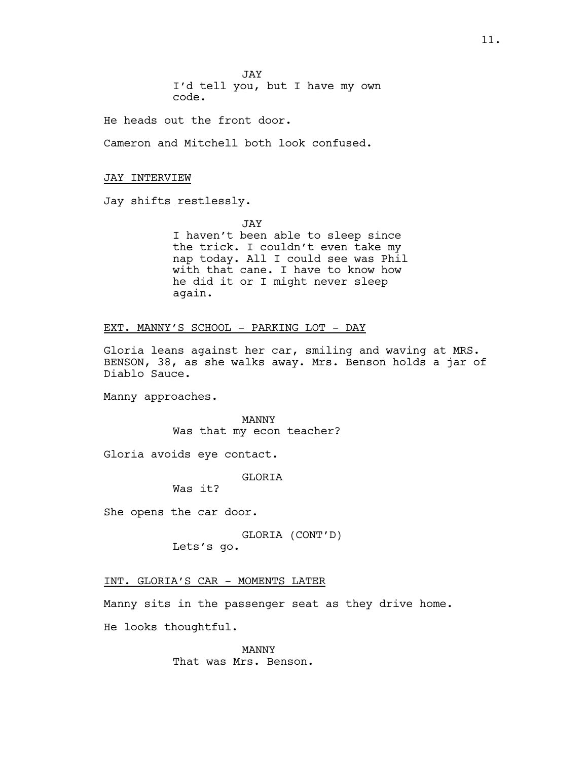JAY
I'd tell you, but I have my own code.

He heads out the front door.

Cameron and Mitchell both look confused.

JAY INTERVIEW

Jay shifts restlessly.

JAY
I haven't been able to sleep since the trick. I couldn't even take my nap today. All I could see was Phil with that cane. I have to know how he did it or I might never sleep again.

EXT. MANNY'S SCHOOL - PARKING LOT - DAY

Gloria leans against her car, smiling and waving at MRS. BENSON, 38, as she walks away. Mrs. Benson holds a jar of Diablo Sauce.

Manny approaches.

MANNY
Was that my econ teacher?

Gloria avoids eye contact.

GLORIA
Was it?

She opens the car door.

GLORIA (CONT'D)
Lets's go.

INT. GLORIA'S CAR - MOMENTS LATER

Manny sits in the passenger seat as they drive home.

He looks thoughtful.

MANNY
That was Mrs. Benson.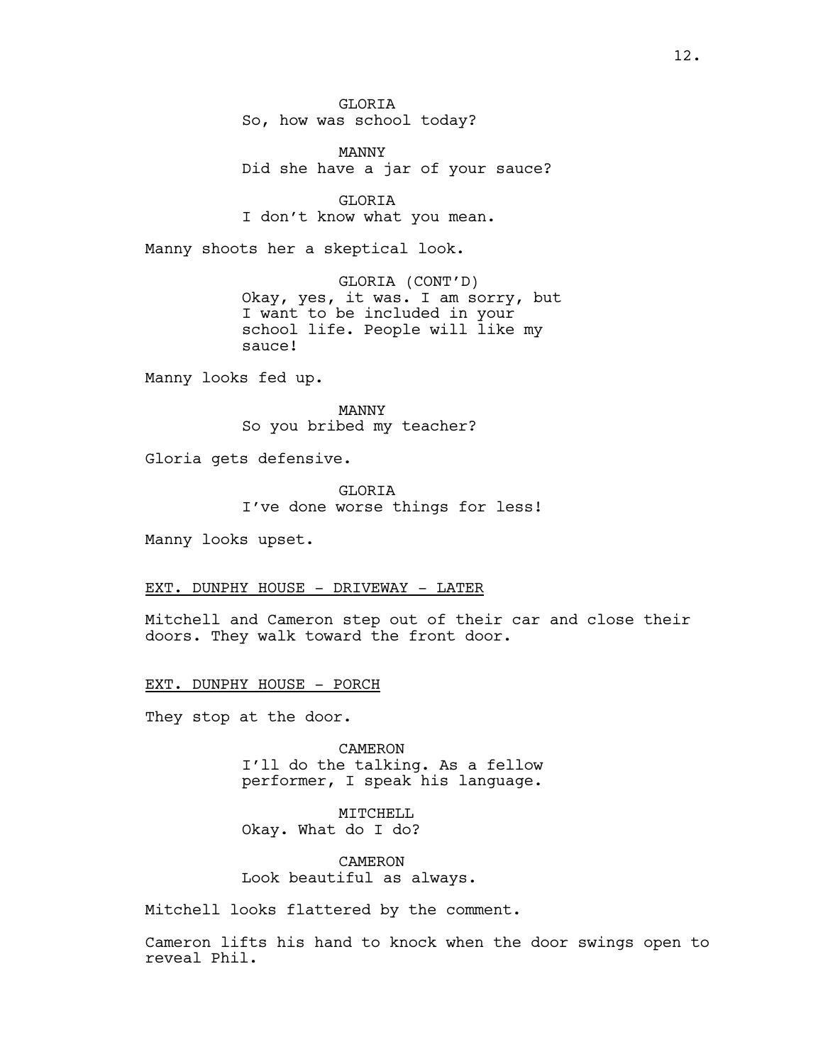GLORIA
So, how was school today?

MANNY
Did she have a jar of your sauce?

GLORIA
I don't know what you mean.

Manny shoots her a skeptical look.

GLORIA (CONT'D)
Okay, yes, it was. I am sorry, but I want to be included in your school life. People will like my sauce!

Manny looks fed up.

MANNY
So you bribed my teacher?

Gloria gets defensive.

GLORIA
I've done worse things for less!

Manny looks upset.

EXT. DUNPHY HOUSE - DRIVEWAY - LATER

Mitchell and Cameron step out of their car and close their doors. They walk toward the front door.

EXT. DUNPHY HOUSE - PORCH

They stop at the door.

CAMERON
I'll do the talking. As a fellow performer, I speak his language.

MITCHELL
Okay. What do I do?

CAMERON
Look beautiful as always.

Mitchell looks flattered by the comment.

Cameron lifts his hand to knock when the door swings open to reveal Phil.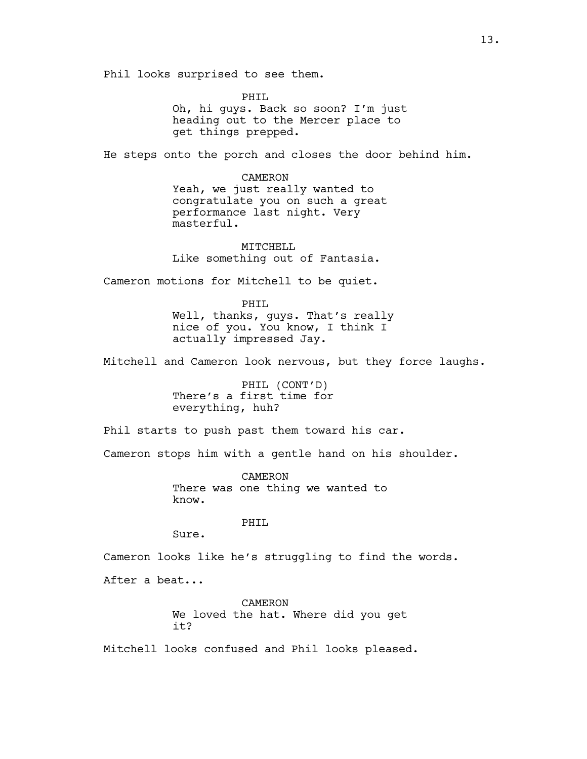Phil looks surprised to see them.

PHIL
Oh, hi guys. Back so soon? I'm just heading out to the Mercer place to get things prepped.

He steps onto the porch and closes the door behind him.

CAMERON
Yeah, we just really wanted to congratulate you on such a great performance last night. Very masterful.

MITCHELL
Like something out of Fantasia.

Cameron motions for Mitchell to be quiet.

PHIL
Well, thanks, guys. That's really nice of you. You know, I think I actually impressed Jay.

Mitchell and Cameron look nervous, but they force laughs.

PHIL (CONT'D)
There's a first time for everything, huh?

Phil starts to push past them toward his car.

Cameron stops him with a gentle hand on his shoulder.

CAMERON
There was one thing we wanted to know.

PHIL
Sure.

Cameron looks like he's struggling to find the words.

After a beat...

CAMERON
We loved the hat. Where did you get it?

Mitchell looks confused and Phil looks pleased.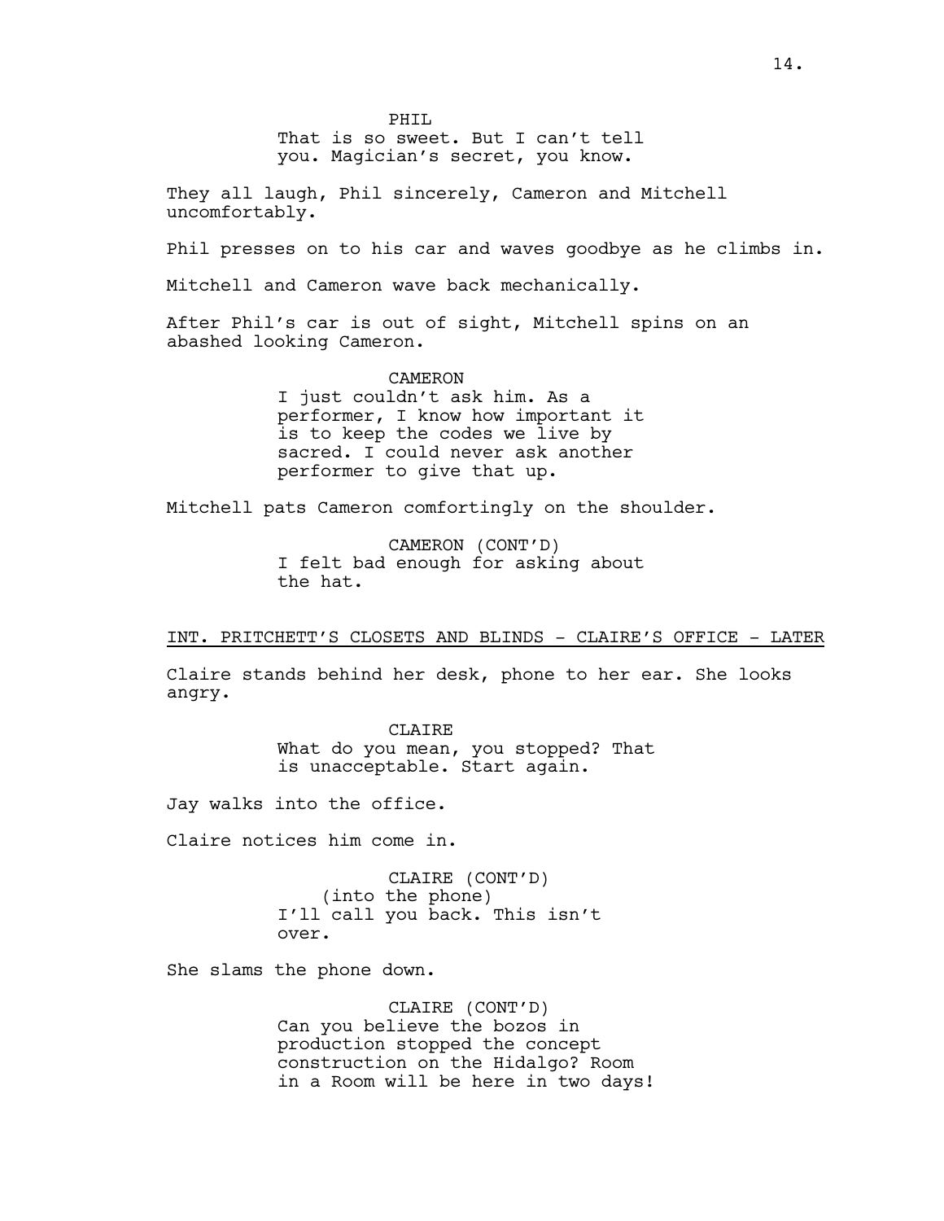PHIL
That is so sweet. But I can't tell you. Magician's secret, you know.

They all laugh, Phil sincerely, Cameron and Mitchell uncomfortably.

Phil presses on to his car and waves goodbye as he climbs in.

Mitchell and Cameron wave back mechanically.

After Phil's car is out of sight, Mitchell spins on an abashed looking Cameron.

CAMERON
I just couldn't ask him. As a performer, I know how important it is to keep the codes we live by sacred. I could never ask another performer to give that up.

Mitchell pats Cameron comfortingly on the shoulder.

CAMERON (CONT'D)
I felt bad enough for asking about the hat.

INT. PRITCHETT'S CLOSETS AND BLINDS - CLAIRE'S OFFICE - LATER

Claire stands behind her desk, phone to her ear. She looks angry.

CLAIRE
What do you mean, you stopped? That is unacceptable. Start again.

Jay walks into the office.

Claire notices him come in.

CLAIRE (CONT'D)
(into the phone)
I'll call you back. This isn't over.

She slams the phone down.

CLAIRE (CONT'D)
Can you believe the bozos in production stopped the concept construction on the Hidalgo? Room in a Room will be here in two days!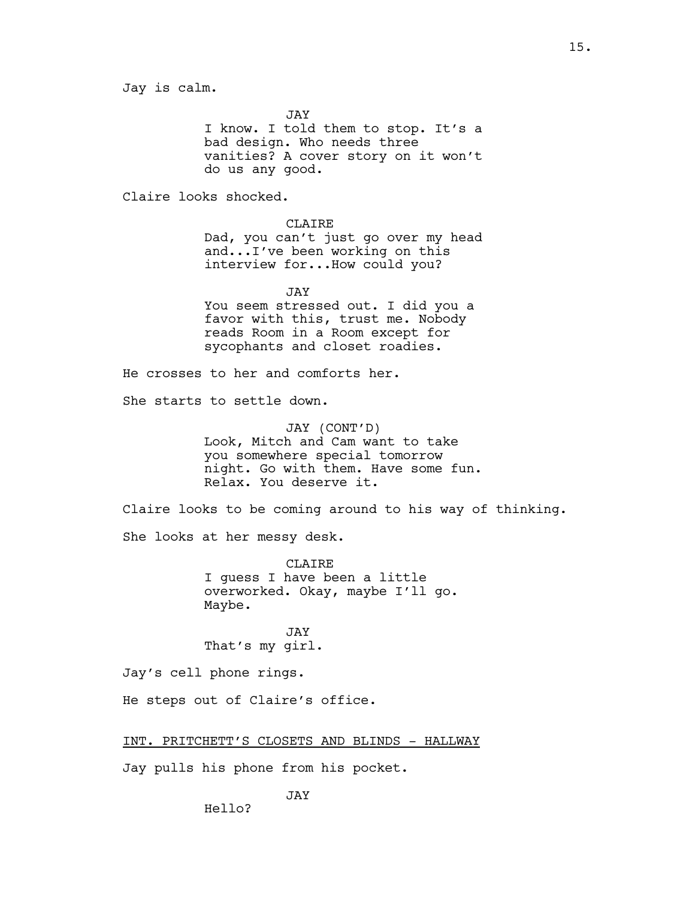Jay is calm.

JAY
I know. I told them to stop. It's a bad design. Who needs three vanities? A cover story on it won't do us any good.

Claire looks shocked.

CLAIRE
Dad, you can't just go over my head and...I've been working on this interview for...How could you?

JAY
You seem stressed out. I did you a favor with this, trust me. Nobody reads Room in a Room except for sycophants and closet roadies.

He crosses to her and comforts her.

She starts to settle down.

JAY (CONT'D)
Look, Mitch and Cam want to take you somewhere special tomorrow night. Go with them. Have some fun. Relax. You deserve it.

Claire looks to be coming around to his way of thinking.

She looks at her messy desk.

CLAIRE
I guess I have been a little overworked. Okay, maybe I'll go. Maybe.

JAY
That's my girl.

Jay's cell phone rings.

He steps out of Claire's office.

INT. PRITCHETT'S CLOSETS AND BLINDS - HALLWAY

Jay pulls his phone from his pocket.

JAY
Hello?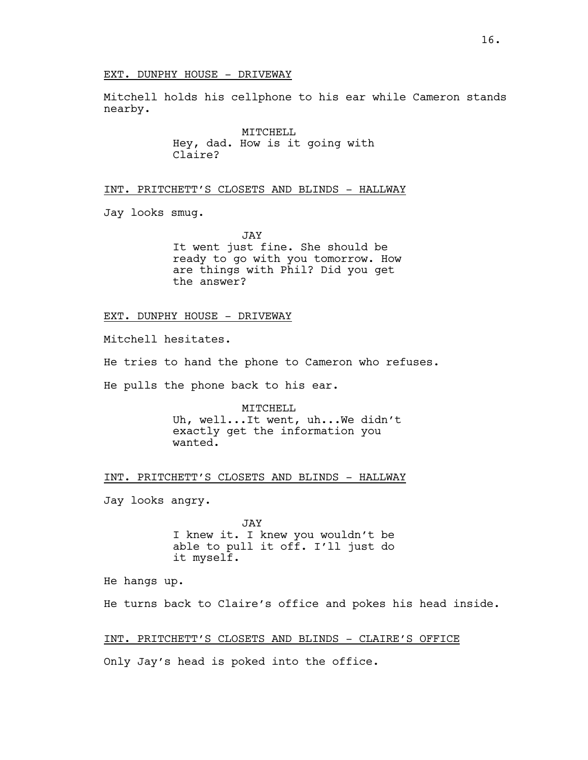EXT. DUNPHY HOUSE - DRIVEWAY

Mitchell holds his cellphone to his ear while Cameron stands nearby.

MITCHELL
Hey, dad. How is it going with Claire?

INT. PRITCHETT'S CLOSETS AND BLINDS - HALLWAY

Jay looks smug.

JAY
It went just fine. She should be ready to go with you tomorrow. How are things with Phil? Did you get the answer?

EXT. DUNPHY HOUSE - DRIVEWAY

Mitchell hesitates.

He tries to hand the phone to Cameron who refuses.

He pulls the phone back to his ear.

MITCHELL
Uh, well...It went, uh...We didn't exactly get the information you wanted.

INT. PRITCHETT'S CLOSETS AND BLINDS - HALLWAY

Jay looks angry.

JAY
I knew it. I knew you wouldn't be able to pull it off. I'll just do it myself.

He hangs up.

He turns back to Claire's office and pokes his head inside.

INT. PRITCHETT'S CLOSETS AND BLINDS - CLAIRE'S OFFICE

Only Jay's head is poked into the office.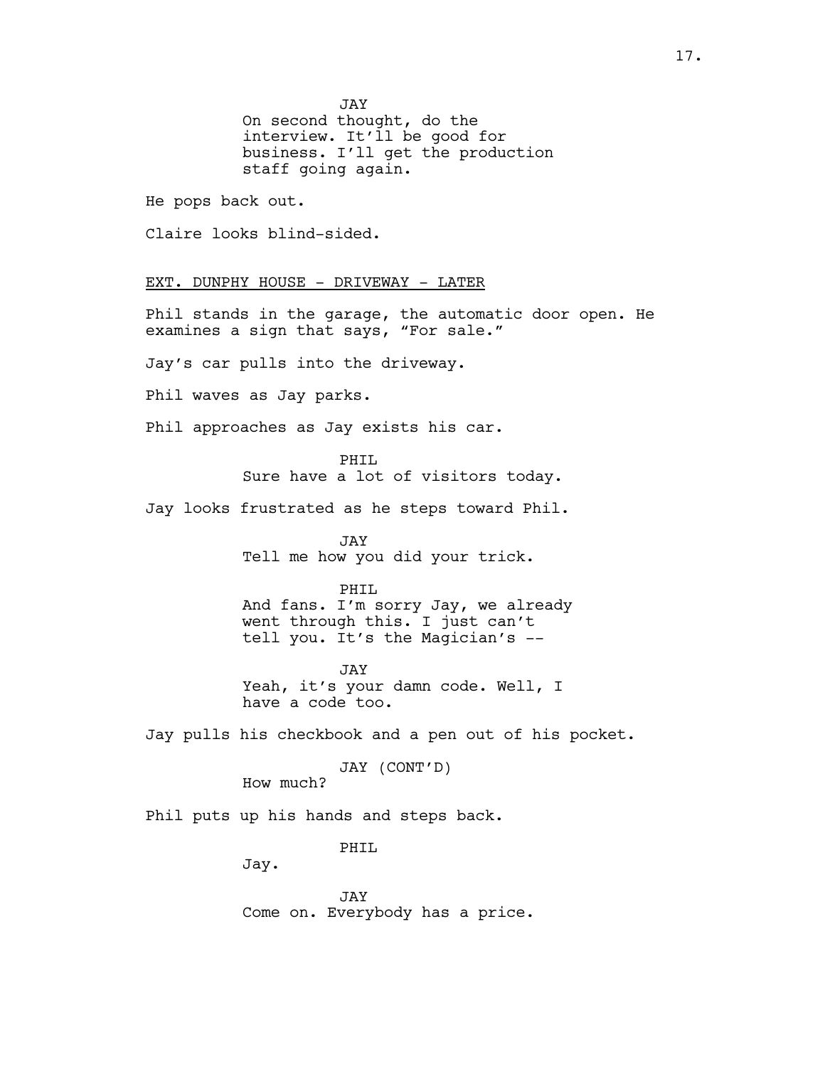JAY
On second thought, do the interview. It'll be good for business. I'll get the production staff going again.

He pops back out.

Claire looks blind-sided.

EXT. DUNPHY HOUSE - DRIVEWAY - LATER

Phil stands in the garage, the automatic door open. He examines a sign that says, "For sale."

Jay's car pulls into the driveway.

Phil waves as Jay parks.

Phil approaches as Jay exists his car.

PHIL
Sure have a lot of visitors today.

Jay looks frustrated as he steps toward Phil.

JAY
Tell me how you did your trick.

PHIL
And fans. I'm sorry Jay, we already went through this. I just can't tell you. It's the Magician's --

JAY
Yeah, it's your damn code. Well, I have a code too.

Jay pulls his checkbook and a pen out of his pocket.

JAY (CONT'D)
How much?

Phil puts up his hands and steps back.

PHIL
Jay.

JAY
Come on. Everybody has a price.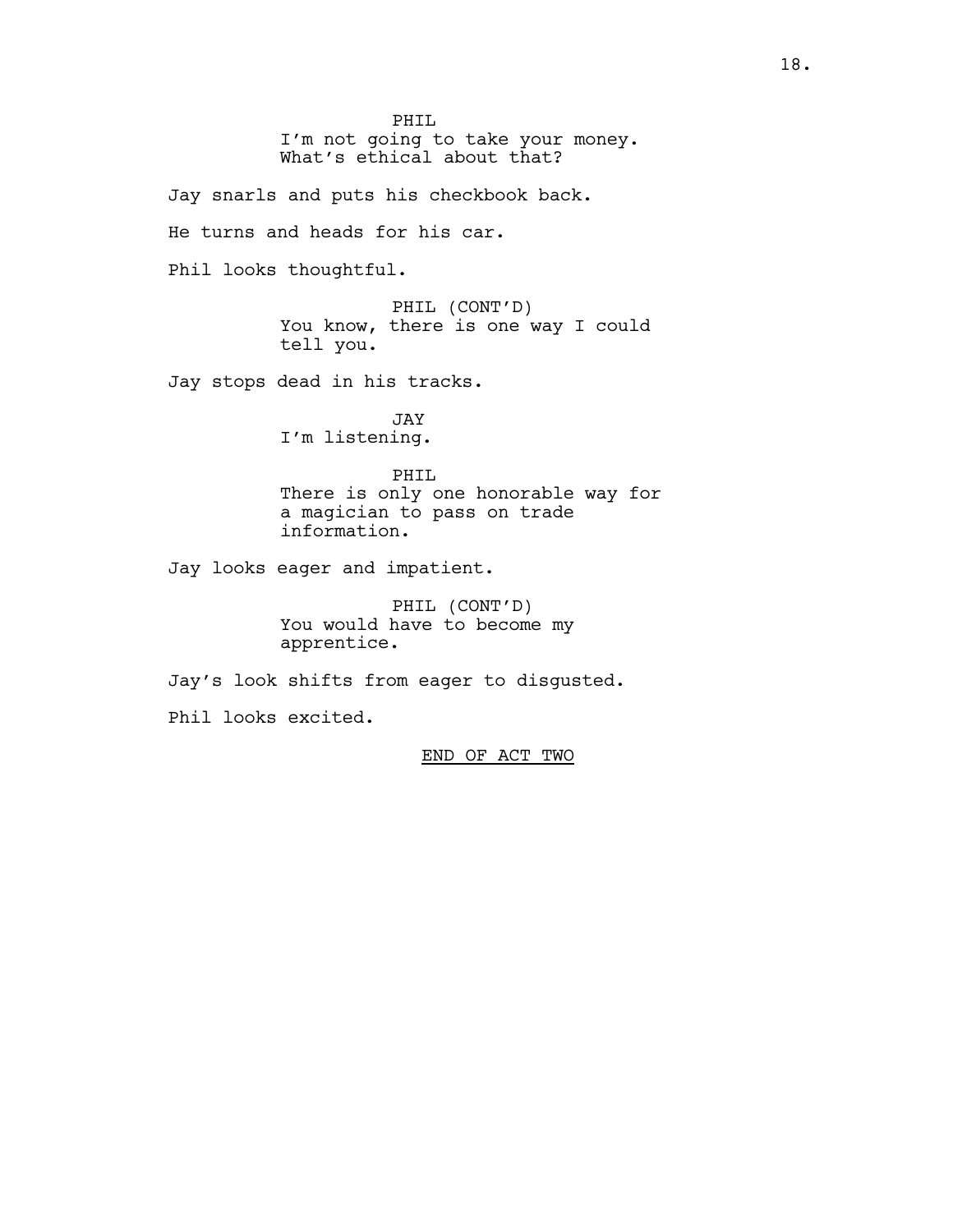PHIL
I'm not going to take your money.
What's ethical about that?

Jay snarls and puts his checkbook back.

He turns and heads for his car.

Phil looks thoughtful.

PHIL (CONT'D)
You know, there is one way I could
tell you.

Jay stops dead in his tracks.

JAY
I'm listening.

PHIL
There is only one honorable way for
a magician to pass on trade
information.

Jay looks eager and impatient.

PHIL (CONT'D)
You would have to become my
apprentice.

Jay's look shifts from eager to disgusted.

Phil looks excited.

<u>END OF ACT TWO</u>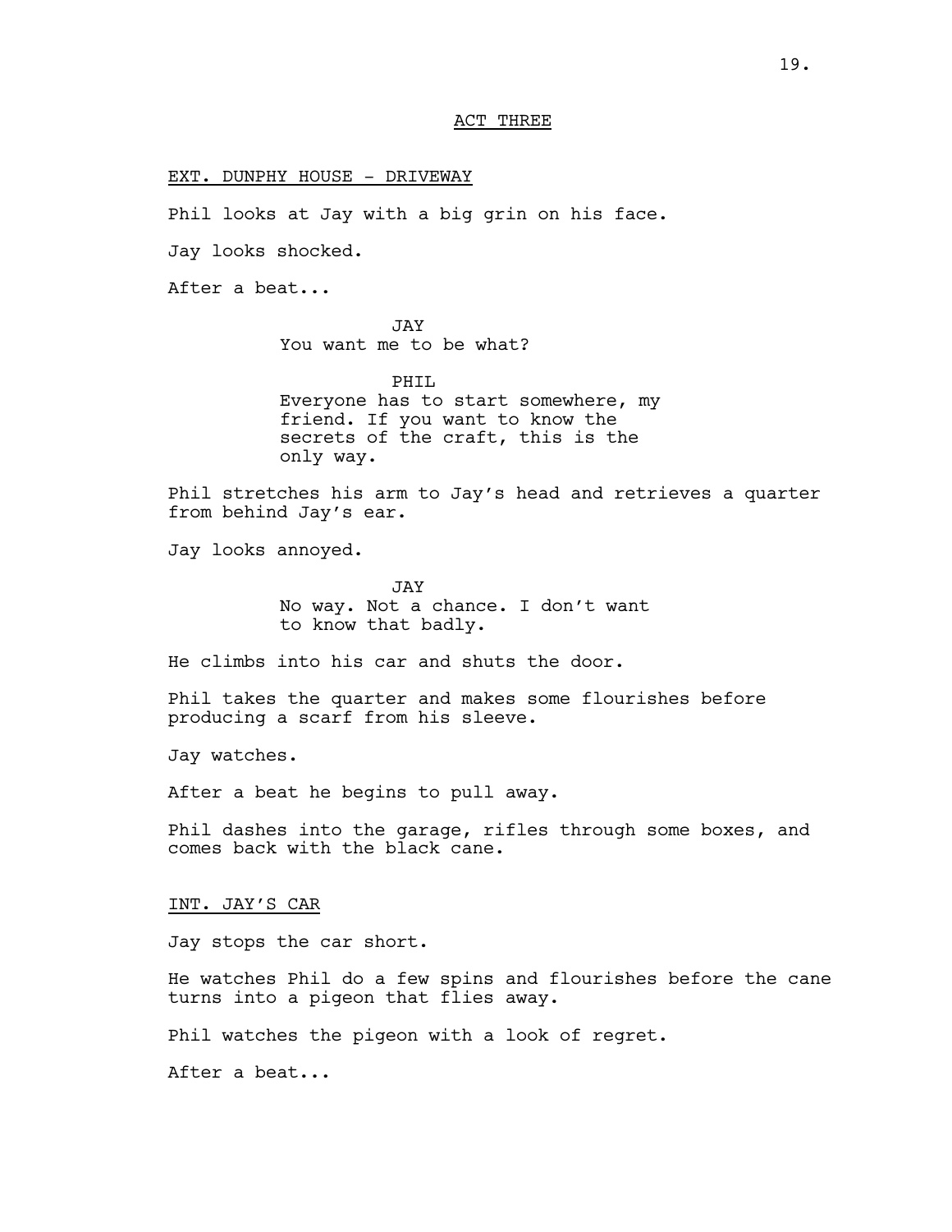ACT THREE

EXT. DUNPHY HOUSE - DRIVEWAY

Phil looks at Jay with a big grin on his face.

Jay looks shocked.

After a beat...

JAY
You want me to be what?

PHIL
Everyone has to start somewhere, my friend. If you want to know the secrets of the craft, this is the only way.

Phil stretches his arm to Jay's head and retrieves a quarter from behind Jay's ear.

Jay looks annoyed.

JAY
No way. Not a chance. I don't want to know that badly.

He climbs into his car and shuts the door.

Phil takes the quarter and makes some flourishes before producing a scarf from his sleeve.

Jay watches.

After a beat he begins to pull away.

Phil dashes into the garage, rifles through some boxes, and comes back with the black cane.

INT. JAY'S CAR

Jay stops the car short.

He watches Phil do a few spins and flourishes before the cane turns into a pigeon that flies away.

Phil watches the pigeon with a look of regret.

After a beat...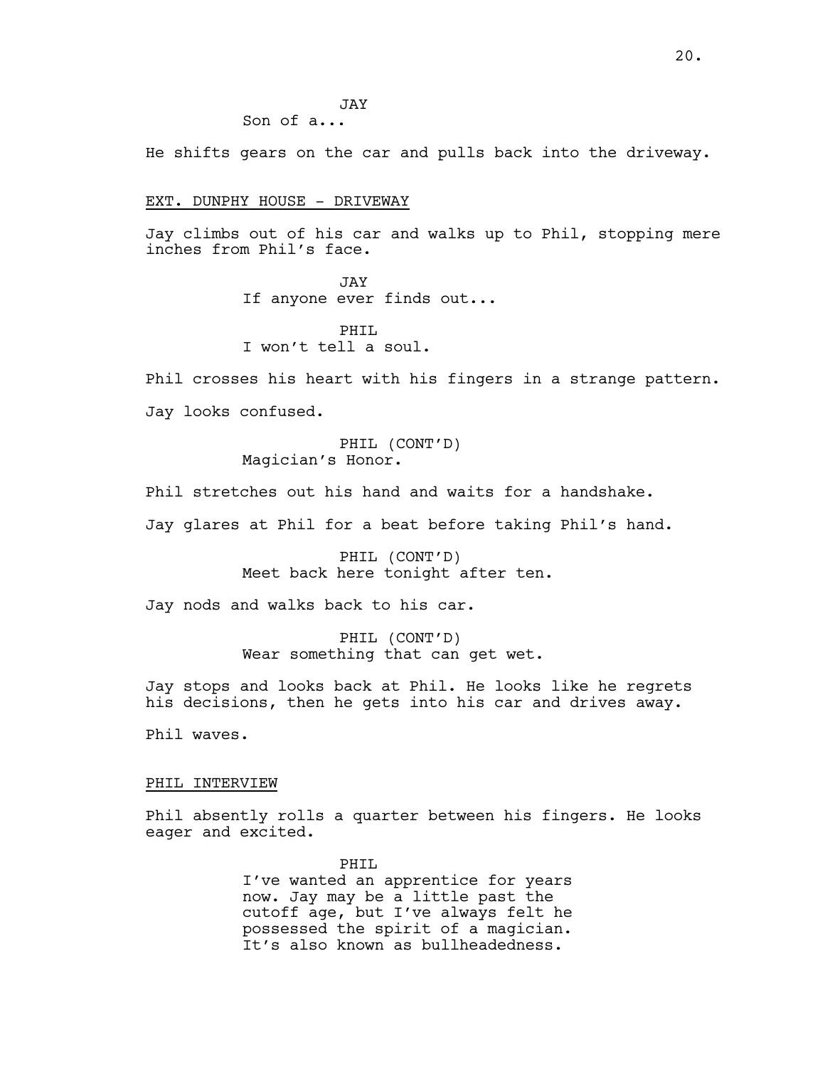JAY

Son of a...

He shifts gears on the car and pulls back into the driveway.

EXT. DUNPHY HOUSE - DRIVEWAY

Jay climbs out of his car and walks up to Phil, stopping mere inches from Phil's face.

JAY

If anyone ever finds out...

PHIL

I won't tell a soul.

Phil crosses his heart with his fingers in a strange pattern.

Jay looks confused.

PHIL (CONT'D)

Magician's Honor.

Phil stretches out his hand and waits for a handshake.

Jay glares at Phil for a beat before taking Phil's hand.

PHIL (CONT'D)

Meet back here tonight after ten.

Jay nods and walks back to his car.

PHIL (CONT'D)

Wear something that can get wet.

Jay stops and looks back at Phil. He looks like he regrets his decisions, then he gets into his car and drives away.

Phil waves.

PHIL INTERVIEW

Phil absently rolls a quarter between his fingers. He looks eager and excited.

PHIL

I've wanted an apprentice for years now. Jay may be a little past the cutoff age, but I've always felt he possessed the spirit of a magician. It's also known as bullheadedness.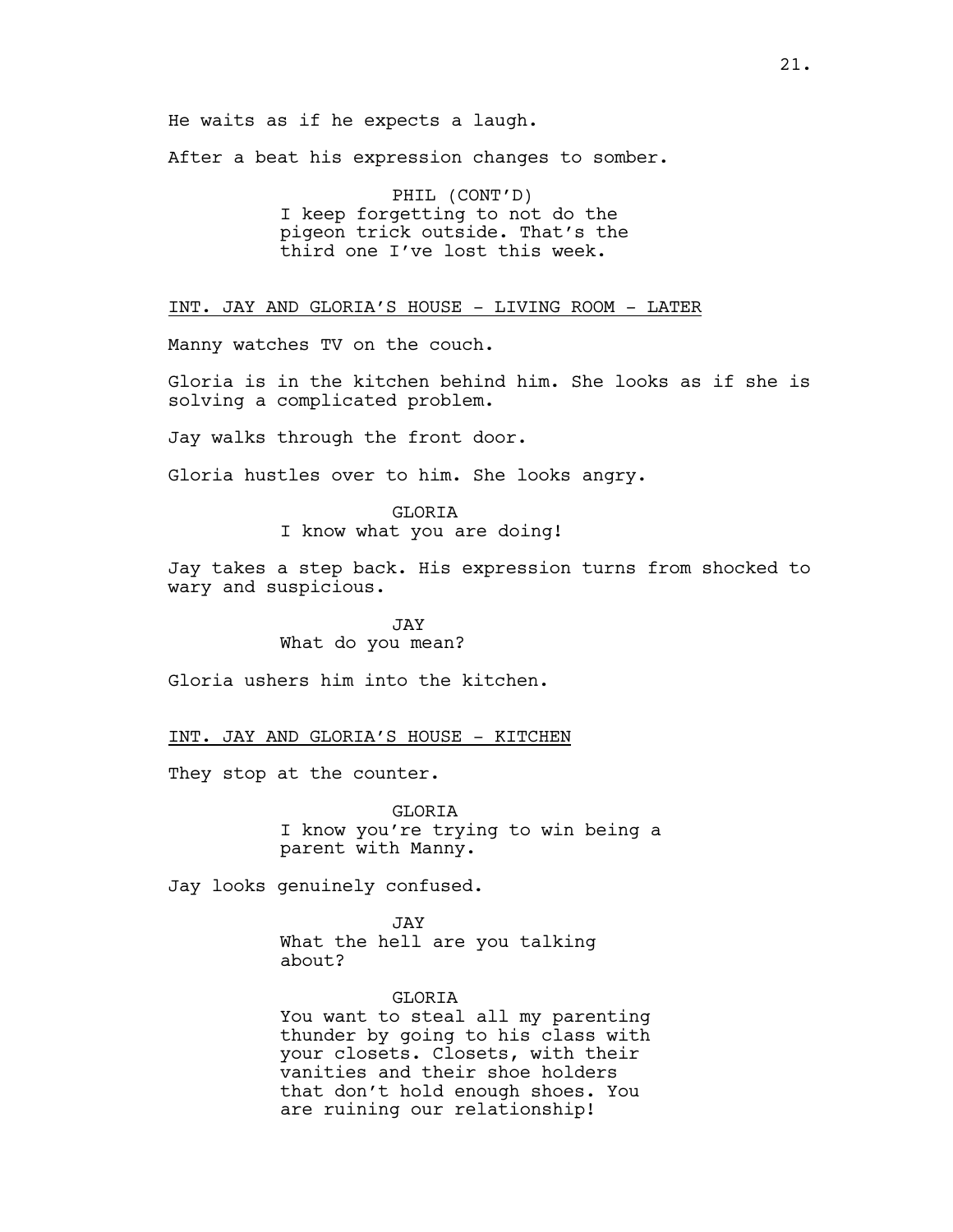He waits as if he expects a laugh.

After a beat his expression changes to somber.

PHIL (CONT'D)
I keep forgetting to not do the pigeon trick outside. That's the third one I've lost this week.

INT. JAY AND GLORIA'S HOUSE - LIVING ROOM - LATER

Manny watches TV on the couch.

Gloria is in the kitchen behind him. She looks as if she is solving a complicated problem.

Jay walks through the front door.

Gloria hustles over to him. She looks angry.

GLORIA
I know what you are doing!

Jay takes a step back. His expression turns from shocked to wary and suspicious.

JAY
What do you mean?

Gloria ushers him into the kitchen.

INT. JAY AND GLORIA'S HOUSE - KITCHEN

They stop at the counter.

GLORIA
I know you're trying to win being a parent with Manny.

Jay looks genuinely confused.

JAY
What the hell are you talking about?

GLORIA
You want to steal all my parenting thunder by going to his class with your closets. Closets, with their vanities and their shoe holders that don't hold enough shoes. You are ruining our relationship!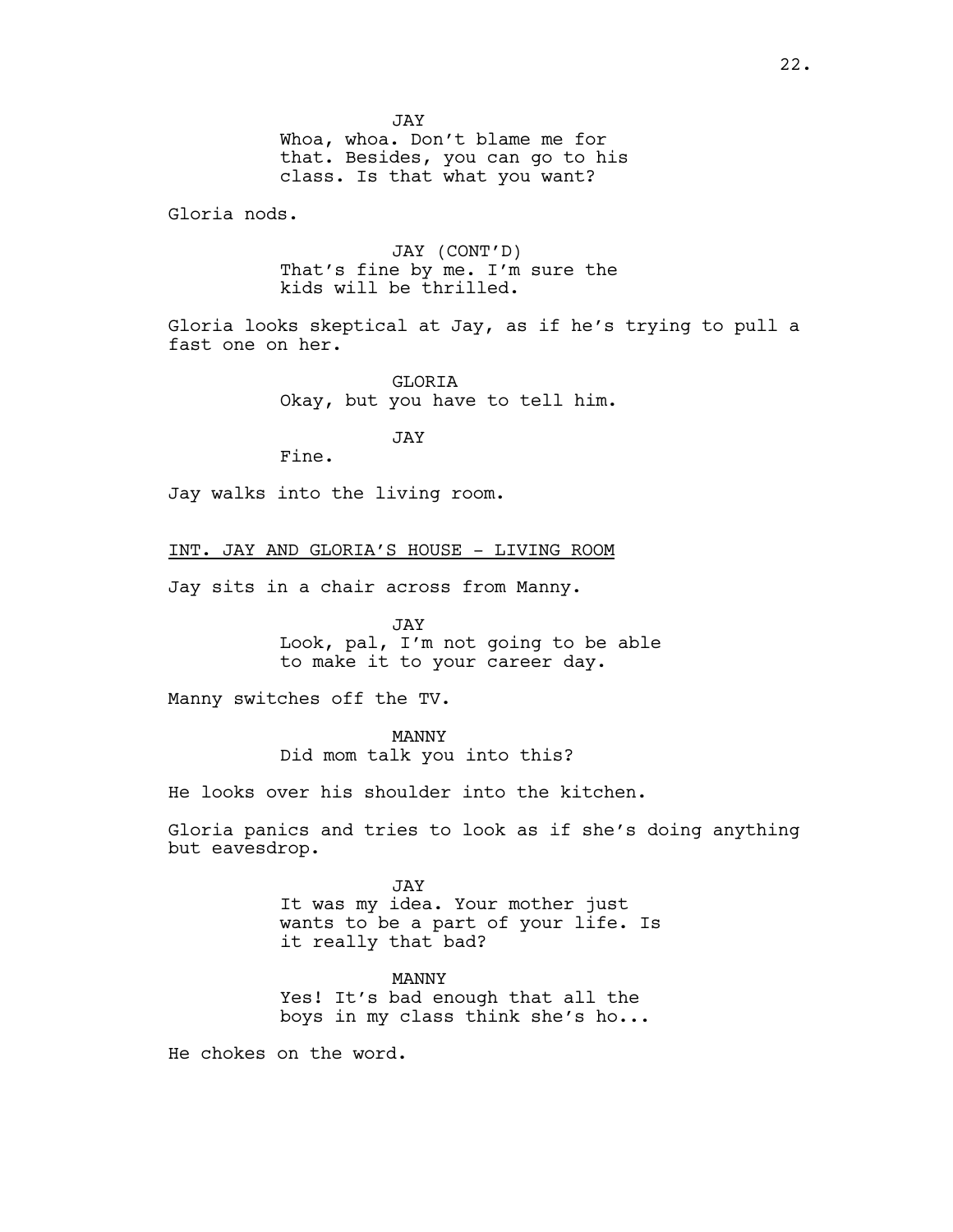JAY
Whoa, whoa. Don't blame me for that. Besides, you can go to his class. Is that what you want?

Gloria nods.

JAY (CONT'D)
That's fine by me. I'm sure the kids will be thrilled.

Gloria looks skeptical at Jay, as if he's trying to pull a fast one on her.

GLORIA
Okay, but you have to tell him.

JAY
Fine.

Jay walks into the living room.

INT. JAY AND GLORIA'S HOUSE - LIVING ROOM

Jay sits in a chair across from Manny.

JAY
Look, pal, I'm not going to be able to make it to your career day.

Manny switches off the TV.

MANNY
Did mom talk you into this?

He looks over his shoulder into the kitchen.

Gloria panics and tries to look as if she's doing anything but eavesdrop.

JAY
It was my idea. Your mother just wants to be a part of your life. Is it really that bad?

MANNY
Yes! It's bad enough that all the boys in my class think she's ho...

He chokes on the word.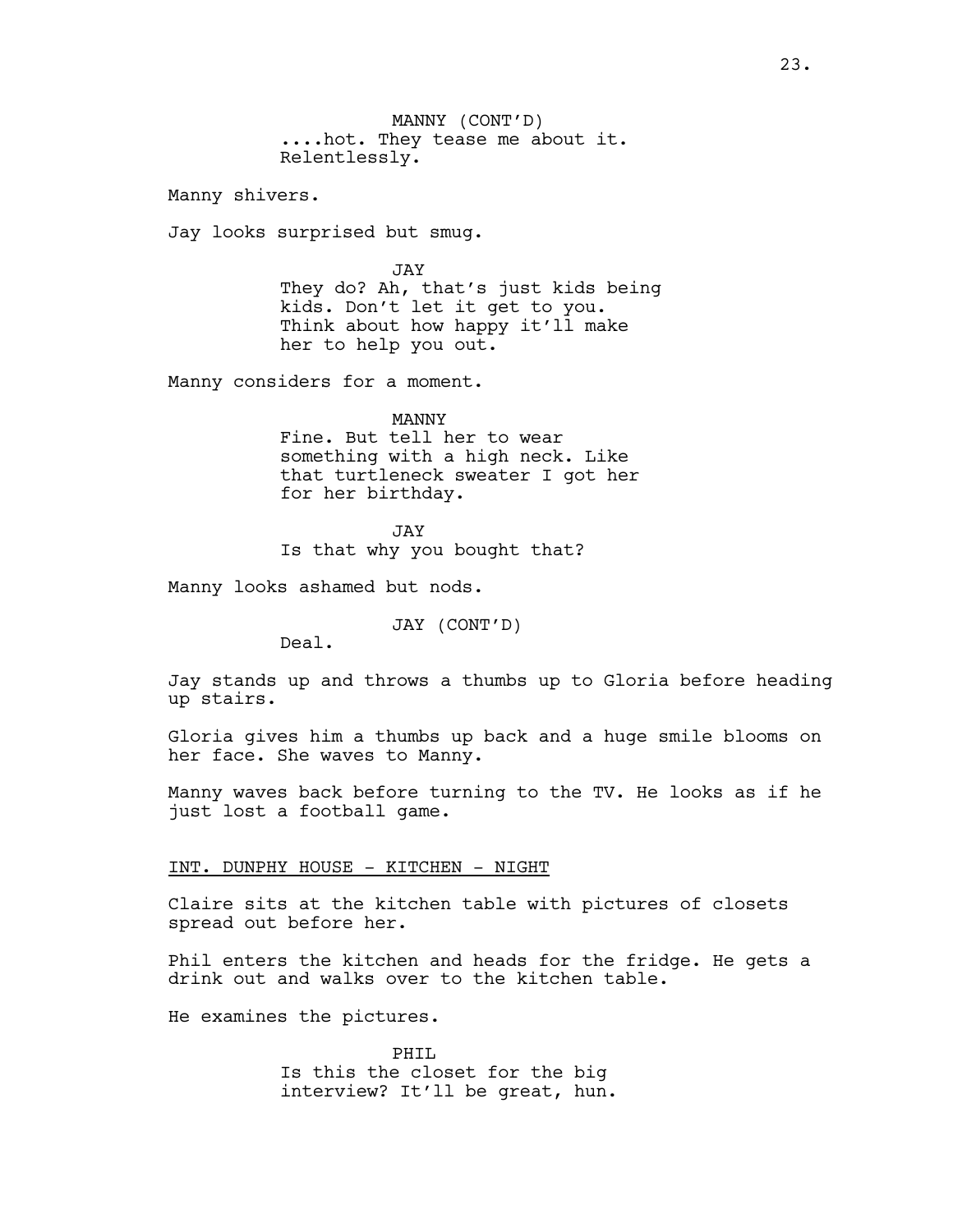MANNY (CONT'D)
....hot. They tease me about it. Relentlessly.

Manny shivers.

Jay looks surprised but smug.

JAY
They do? Ah, that's just kids being kids. Don't let it get to you. Think about how happy it'll make her to help you out.

Manny considers for a moment.

MANNY
Fine. But tell her to wear something with a high neck. Like that turtleneck sweater I got her for her birthday.

JAY
Is that why you bought that?

Manny looks ashamed but nods.

JAY (CONT'D)
Deal.

Jay stands up and throws a thumbs up to Gloria before heading up stairs.

Gloria gives him a thumbs up back and a huge smile blooms on her face. She waves to Manny.

Manny waves back before turning to the TV. He looks as if he just lost a football game.

INT. DUNPHY HOUSE - KITCHEN - NIGHT

Claire sits at the kitchen table with pictures of closets spread out before her.

Phil enters the kitchen and heads for the fridge. He gets a drink out and walks over to the kitchen table.

He examines the pictures.

PHIL
Is this the closet for the big interview? It'll be great, hun.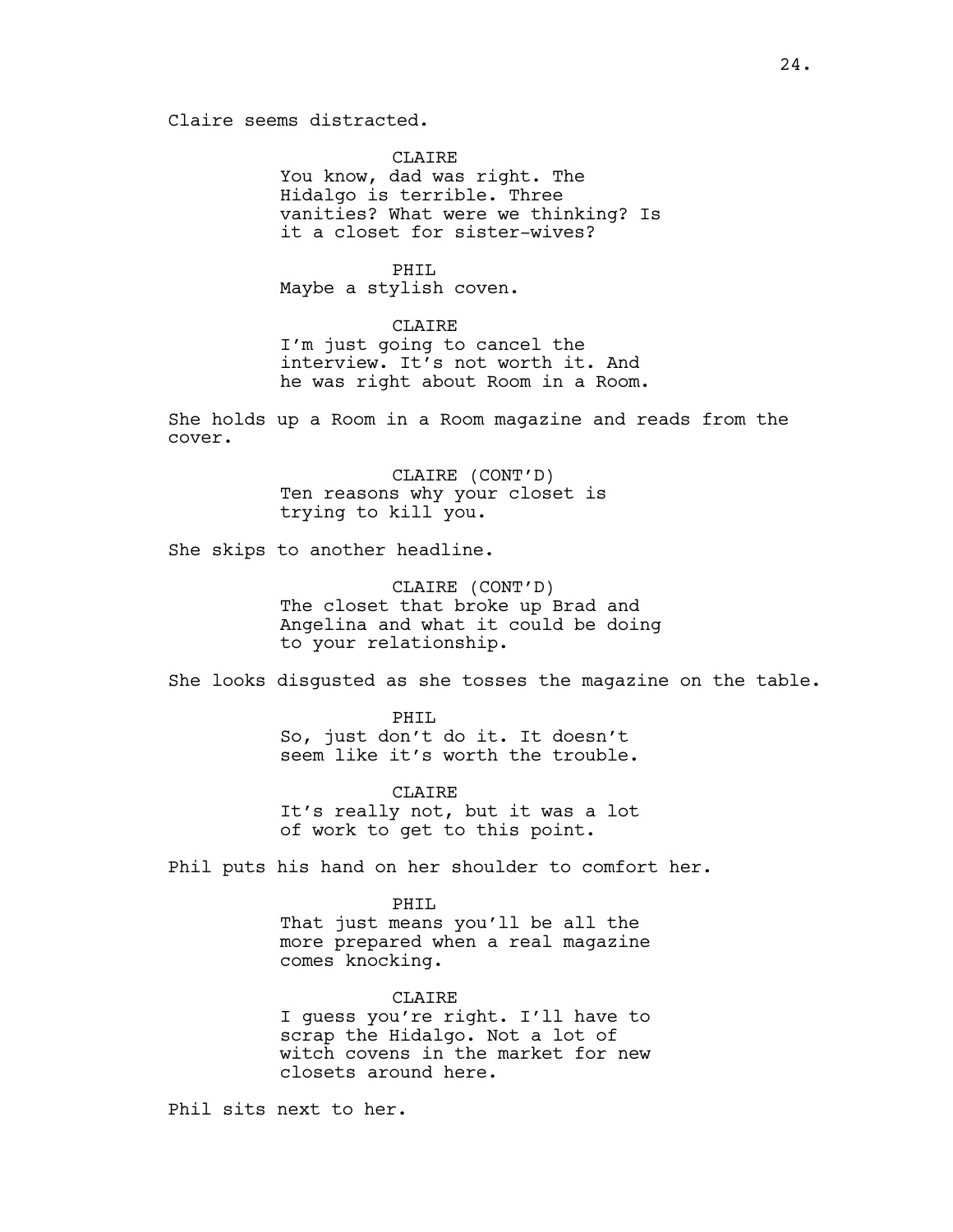Claire seems distracted.

CLAIRE
You know, dad was right. The Hidalgo is terrible. Three vanities? What were we thinking? Is it a closet for sister-wives?

PHIL
Maybe a stylish coven.

CLAIRE
I'm just going to cancel the interview. It's not worth it. And he was right about Room in a Room.

She holds up a Room in a Room magazine and reads from the cover.

CLAIRE (CONT'D)
Ten reasons why your closet is trying to kill you.

She skips to another headline.

CLAIRE (CONT'D)
The closet that broke up Brad and Angelina and what it could be doing to your relationship.

She looks disgusted as she tosses the magazine on the table.

PHIL
So, just don't do it. It doesn't seem like it's worth the trouble.

CLAIRE
It's really not, but it was a lot of work to get to this point.

Phil puts his hand on her shoulder to comfort her.

PHIL
That just means you'll be all the more prepared when a real magazine comes knocking.

CLAIRE
I guess you're right. I'll have to scrap the Hidalgo. Not a lot of witch covens in the market for new closets around here.

Phil sits next to her.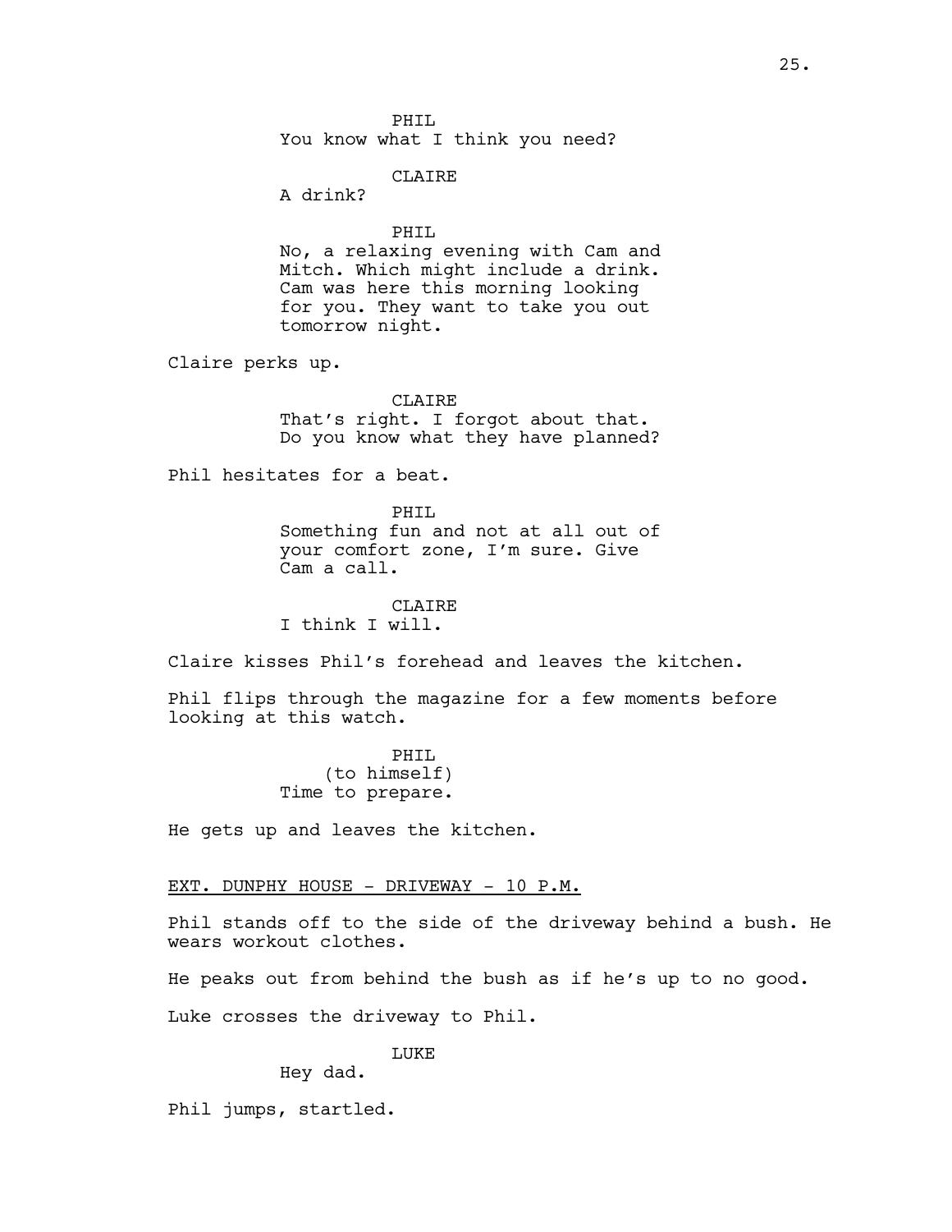PHIL
You know what I think you need?

CLAIRE
A drink?

PHIL
No, a relaxing evening with Cam and Mitch. Which might include a drink. Cam was here this morning looking for you. They want to take you out tomorrow night.

Claire perks up.

CLAIRE
That's right. I forgot about that. Do you know what they have planned?

Phil hesitates for a beat.

PHIL
Something fun and not at all out of your comfort zone, I'm sure. Give Cam a call.

CLAIRE
I think I will.

Claire kisses Phil's forehead and leaves the kitchen.

Phil flips through the magazine for a few moments before looking at this watch.

PHIL
(to himself)
Time to prepare.

He gets up and leaves the kitchen.

EXT. DUNPHY HOUSE - DRIVEWAY - 10 P.M.

Phil stands off to the side of the driveway behind a bush. He wears workout clothes.

He peaks out from behind the bush as if he's up to no good.

Luke crosses the driveway to Phil.

LUKE
Hey dad.

Phil jumps, startled.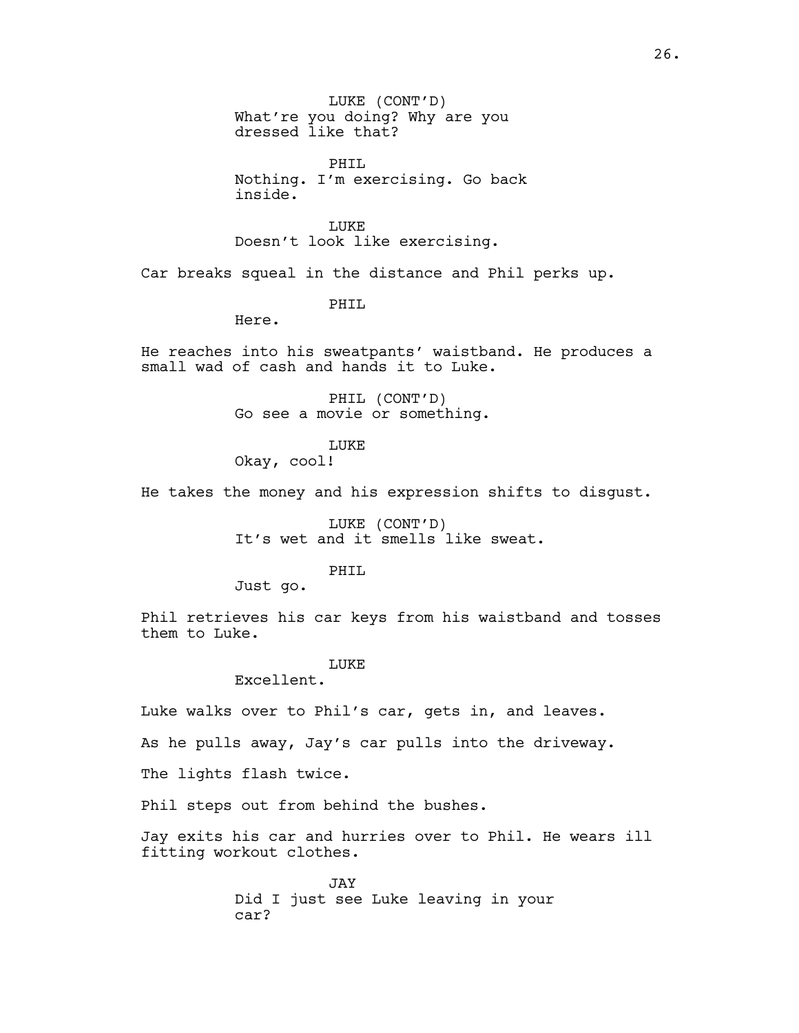LUKE (CONT'D)
What're you doing? Why are you dressed like that?

PHIL
Nothing. I'm exercising. Go back inside.

LUKE
Doesn't look like exercising.

Car breaks squeal in the distance and Phil perks up.

PHIL
Here.

He reaches into his sweatpants' waistband. He produces a small wad of cash and hands it to Luke.

PHIL (CONT'D)
Go see a movie or something.

LUKE
Okay, cool!

He takes the money and his expression shifts to disgust.

LUKE (CONT'D)
It's wet and it smells like sweat.

PHIL
Just go.

Phil retrieves his car keys from his waistband and tosses them to Luke.

LUKE
Excellent.

Luke walks over to Phil's car, gets in, and leaves.

As he pulls away, Jay's car pulls into the driveway.

The lights flash twice.

Phil steps out from behind the bushes.

Jay exits his car and hurries over to Phil. He wears ill fitting workout clothes.

JAY
Did I just see Luke leaving in your car?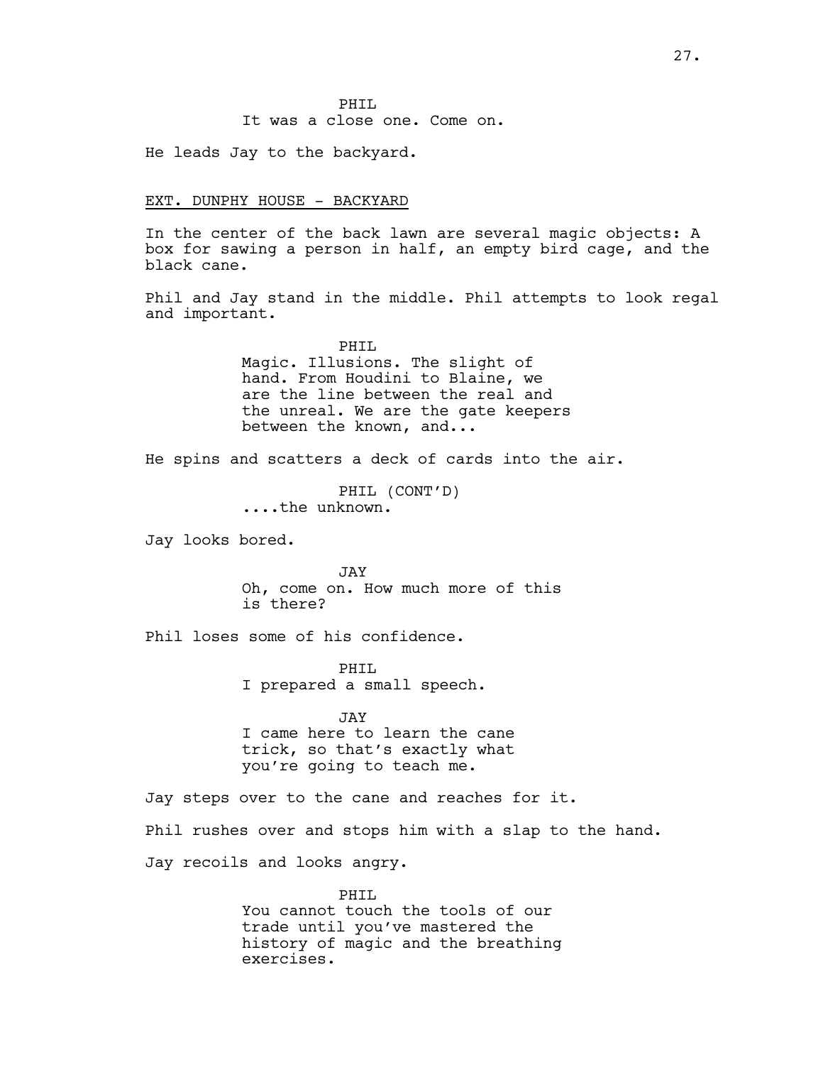PHIL
It was a close one. Come on.

He leads Jay to the backyard.

EXT. DUNPHY HOUSE - BACKYARD

In the center of the back lawn are several magic objects: A box for sawing a person in half, an empty bird cage, and the black cane.

Phil and Jay stand in the middle. Phil attempts to look regal and important.

PHIL
Magic. Illusions. The slight of hand. From Houdini to Blaine, we are the line between the real and the unreal. We are the gate keepers between the known, and...

He spins and scatters a deck of cards into the air.

PHIL (CONT'D)
....the unknown.

Jay looks bored.

JAY
Oh, come on. How much more of this is there?

Phil loses some of his confidence.

PHIL
I prepared a small speech.

JAY
I came here to learn the cane trick, so that's exactly what you're going to teach me.

Jay steps over to the cane and reaches for it.

Phil rushes over and stops him with a slap to the hand.

Jay recoils and looks angry.

PHIL
You cannot touch the tools of our trade until you've mastered the history of magic and the breathing exercises.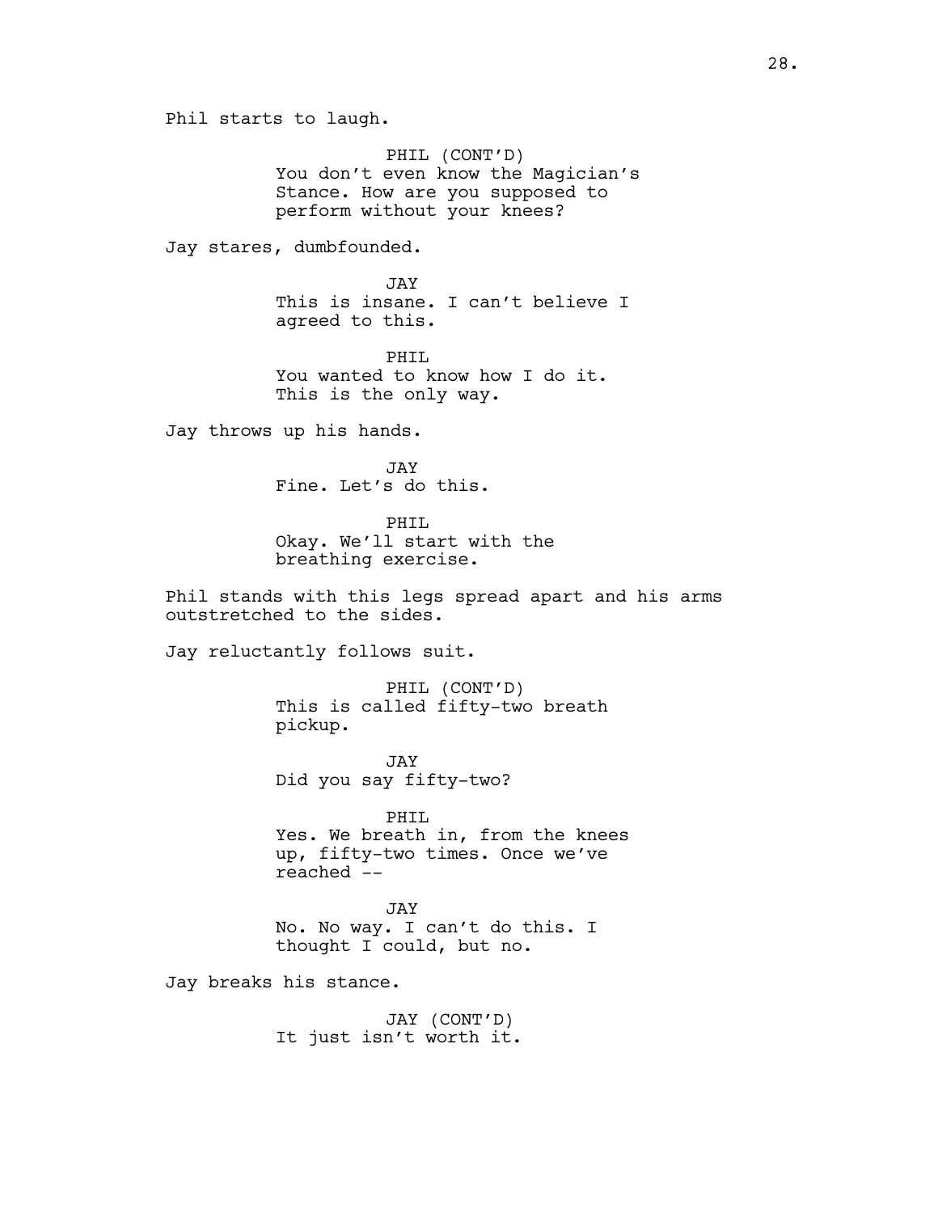Phil starts to laugh.

PHIL (CONT'D)
You don't even know the Magician's Stance. How are you supposed to perform without your knees?

Jay stares, dumbfounded.

JAY
This is insane. I can't believe I agreed to this.

PHIL
You wanted to know how I do it. This is the only way.

Jay throws up his hands.

JAY
Fine. Let's do this.

PHIL
Okay. We'll start with the breathing exercise.

Phil stands with this legs spread apart and his arms outstretched to the sides.

Jay reluctantly follows suit.

PHIL (CONT'D)
This is called fifty-two breath pickup.

JAY
Did you say fifty-two?

PHIL
Yes. We breath in, from the knees up, fifty-two times. Once we've reached --

JAY
No. No way. I can't do this. I thought I could, but no.

Jay breaks his stance.

JAY (CONT'D)
It just isn't worth it.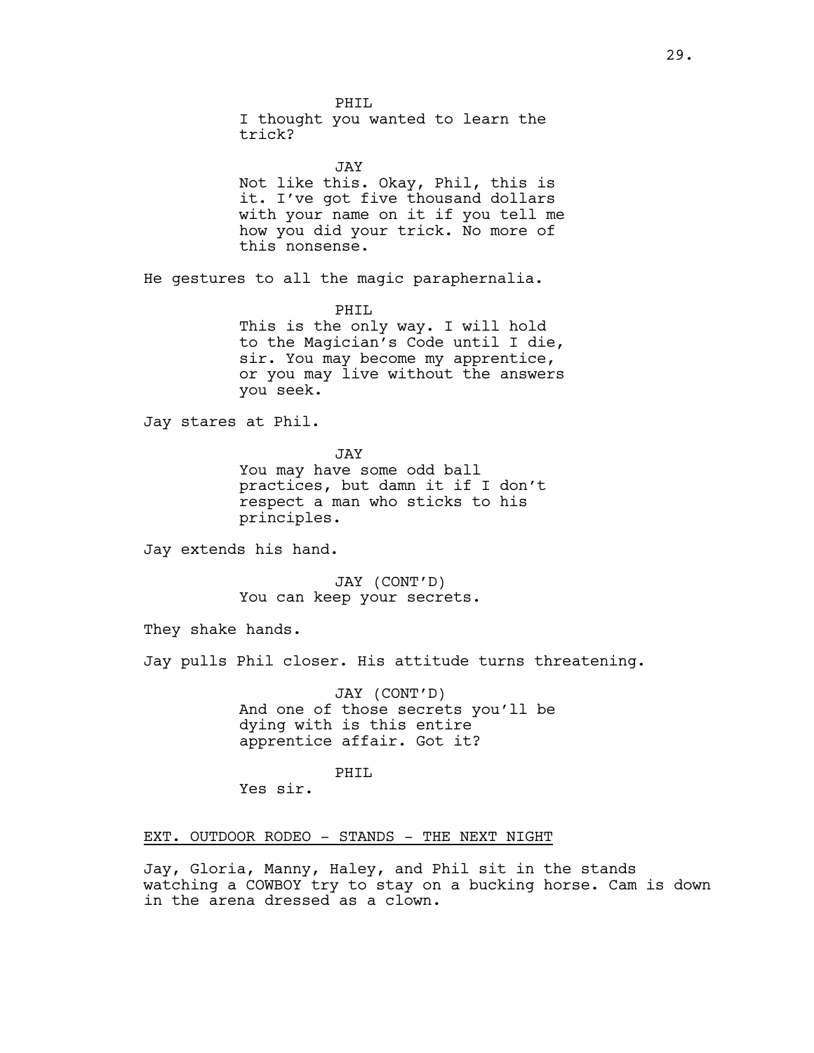PHIL

I thought you wanted to learn the trick?

JAY

Not like this. Okay, Phil, this is it. I've got five thousand dollars with your name on it if you tell me how you did your trick. No more of this nonsense.

He gestures to all the magic paraphernalia.

PHIL

This is the only way. I will hold to the Magician's Code until I die, sir. You may become my apprentice, or you may live without the answers you seek.

Jay stares at Phil.

JAY

You may have some odd ball practices, but damn it if I don't respect a man who sticks to his principles.

Jay extends his hand.

JAY (CONT'D)

You can keep your secrets.

They shake hands.

Jay pulls Phil closer. His attitude turns threatening.

JAY (CONT'D)

And one of those secrets you'll be dying with is this entire apprentice affair. Got it?

PHIL

Yes sir.

<u>EXT. OUTDOOR RODEO - STANDS - THE NEXT NIGHT</u>

Jay, Gloria, Manny, Haley, and Phil sit in the stands watching a COWBOY try to stay on a bucking horse. Cam is down in the arena dressed as a clown.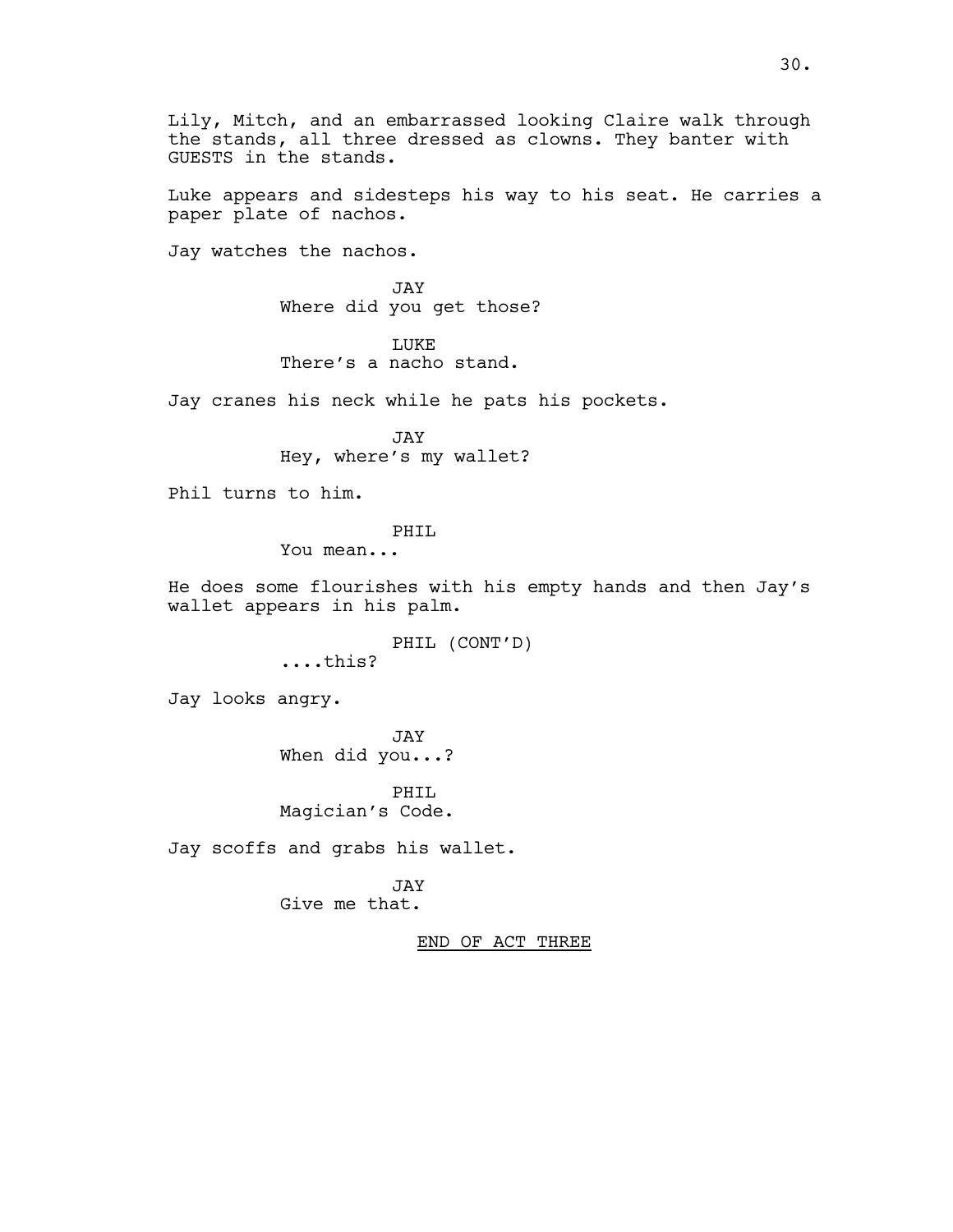Lily, Mitch, and an embarrassed looking Claire walk through the stands, all three dressed as clowns. They banter with GUESTS in the stands.

Luke appears and sidesteps his way to his seat. He carries a paper plate of nachos.

Jay watches the nachos.

JAY
Where did you get those?

LUKE
There's a nacho stand.

Jay cranes his neck while he pats his pockets.

JAY
Hey, where's my wallet?

Phil turns to him.

PHIL
You mean...

He does some flourishes with his empty hands and then Jay's wallet appears in his palm.

PHIL (CONT'D)
....this?

Jay looks angry.

JAY
When did you...?

PHIL
Magician's Code.

Jay scoffs and grabs his wallet.

JAY
Give me that.

END OF ACT THREE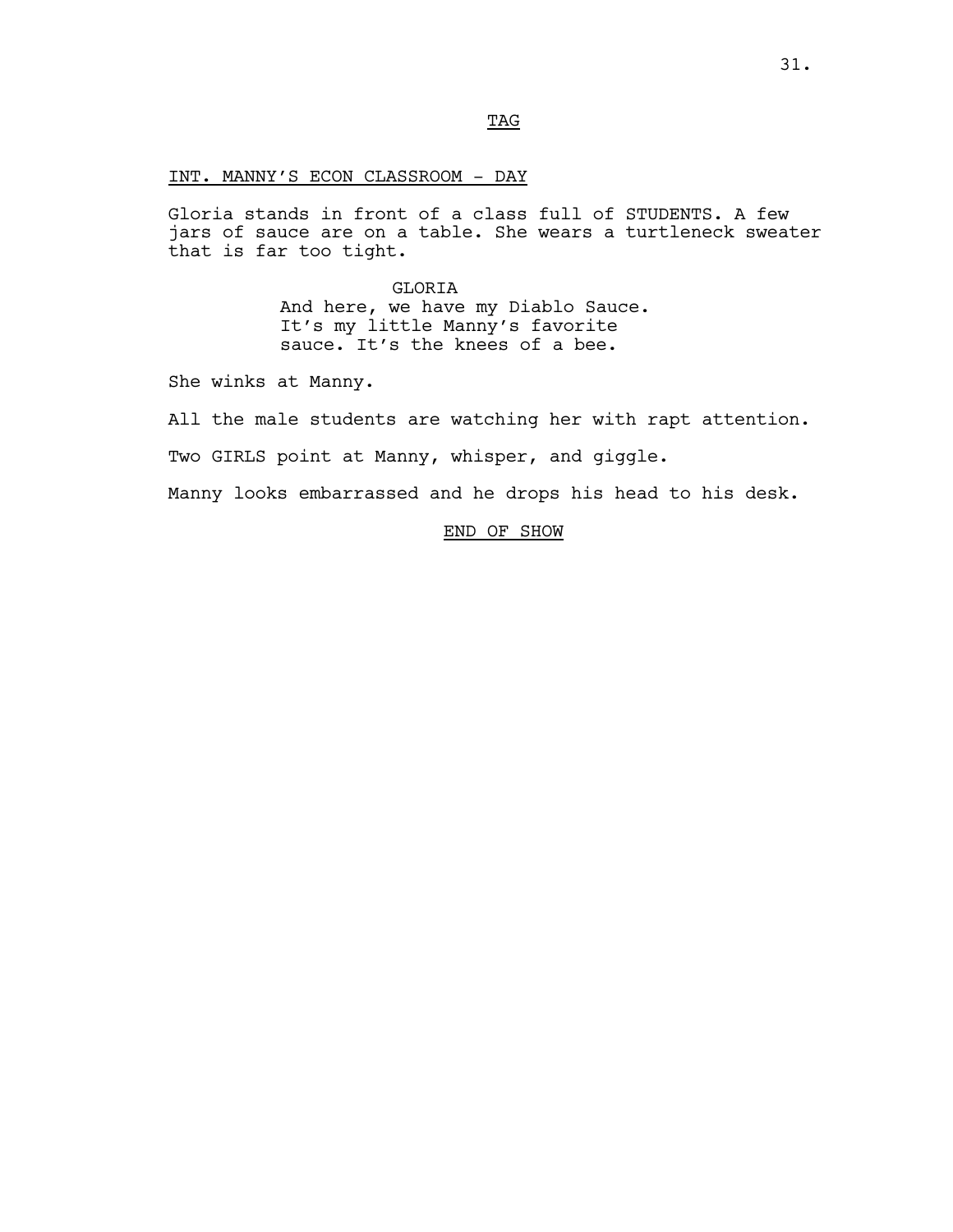TAG

INT. MANNY'S ECON CLASSROOM - DAY

Gloria stands in front of a class full of STUDENTS. A few jars of sauce are on a table. She wears a turtleneck sweater that is far too tight.

GLORIA
And here, we have my Diablo Sauce. It's my little Manny's favorite sauce. It's the knees of a bee.

She winks at Manny.

All the male students are watching her with rapt attention.

Two GIRLS point at Manny, whisper, and giggle.

Manny looks embarrassed and he drops his head to his desk.

END OF SHOW